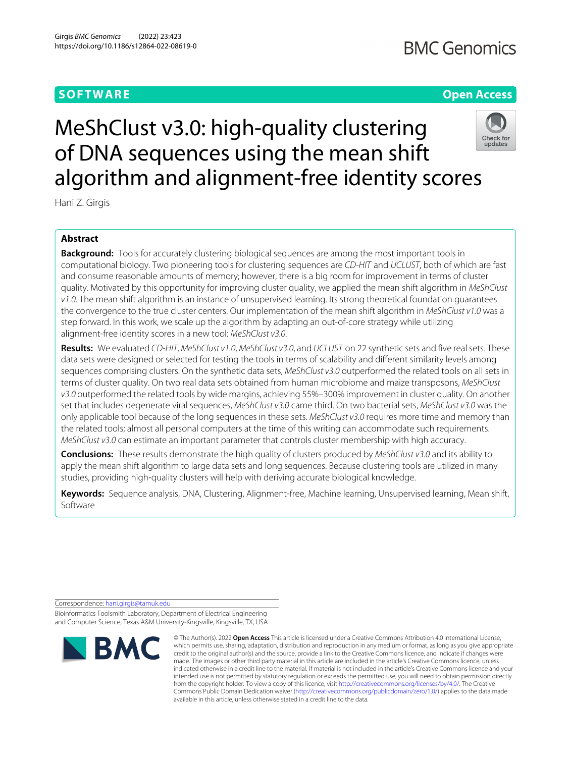**SOFTWARE** **Open Access**

# MeShClust v3.0: high-quality clustering of DNA sequences using the mean shift algorithm and alignment-free identity scores

Hani Z. Girgis

## Abstract

**Background:** Tools for accurately clustering biological sequences are among the most important tools in computational biology. Two pioneering tools for clustering sequences are *CD-HIT* and *UCLUST*, both of which are fast and consume reasonable amounts of memory; however, there is a big room for improvement in terms of cluster quality. Motivated by this opportunity for improving cluster quality, we applied the mean shift algorithm in *MeShClust v1.0*. The mean shift algorithm is an instance of unsupervised learning. Its strong theoretical foundation guarantees the convergence to the true cluster centers. Our implementation of the mean shift algorithm in *MeShClust v1.0* was a step forward. In this work, we scale up the algorithm by adapting an out-of-core strategy while utilizing alignment-free identity scores in a new tool: *MeShClust v3.0*.

**Results:** We evaluated *CD-HIT*, *MeShClust v1.0*, *MeShClust v3.0*, and *UCLUST* on 22 synthetic sets and five real sets. These data sets were designed or selected for testing the tools in terms of scalability and different similarity levels among sequences comprising clusters. On the synthetic data sets, *MeShClust v3.0* outperformed the related tools on all sets in terms of cluster quality. On two real data sets obtained from human microbiome and maize transposons, *MeShClust v3.0* outperformed the related tools by wide margins, achieving 55%–300% improvement in cluster quality. On another set that includes degenerate viral sequences, *MeShClust v3.0* came third. On two bacterial sets, *MeShClust v3.0* was the only applicable tool because of the long sequences in these sets. *MeShClust v3.0* requires more time and memory than the related tools; almost all personal computers at the time of this writing can accommodate such requirements. *MeShClust v3.0* can estimate an important parameter that controls cluster membership with high accuracy.

**Conclusions:** These results demonstrate the high quality of clusters produced by *MeShClust v3.0* and its ability to apply the mean shift algorithm to large data sets and long sequences. Because clustering tools are utilized in many studies, providing high-quality clusters will help with deriving accurate biological knowledge.

**Keywords:** Sequence analysis, DNA, Clustering, Alignment-free, Machine learning, Unsupervised learning, Mean shift, Software

Correspondence: hani.girgis@tamuk.edu

Bioinformatics Toolsmith Laboratory, Department of Electrical Engineering and Computer Science, Texas A&M University-Kingsville, Kingsville, TX, USA

© The Author(s). 2022 **Open Access** This article is licensed under a Creative Commons Attribution 4.0 International License, which permits use, sharing, adaptation, distribution and reproduction in any medium or format, as long as you give appropriate credit to the original author(s) and the source, provide a link to the Creative Commons licence, and indicate if changes were made. The images or other third party material in this article are included in the article's Creative Commons licence, unless indicated otherwise in a credit line to the material. If material is not included in the article's Creative Commons licence and your intended use is not permitted by statutory regulation or exceeds the permitted use, you will need to obtain permission directly from the copyright holder. To view a copy of this licence, visit http://creativecommons.org/licenses/by/4.0/. The Creative Commons Public Domain Dedication waiver (http://creativecommons.org/publicdomain/zero/1.0/) applies to the data made available in this article, unless otherwise stated in a credit line to the data.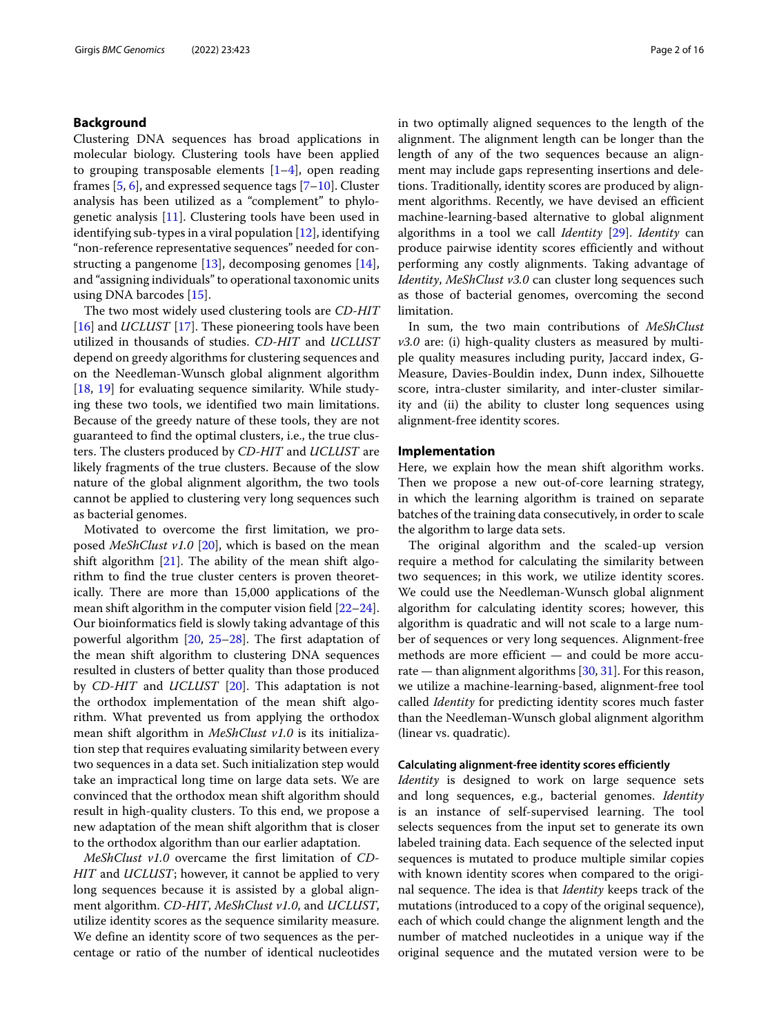## Background

Clustering DNA sequences has broad applications in molecular biology. Clustering tools have been applied to grouping transposable elements [1–4], open reading frames [5, 6], and expressed sequence tags [7–10]. Cluster analysis has been utilized as a "complement" to phylogenetic analysis [11]. Clustering tools have been used in identifying sub-types in a viral population [12], identifying "non-reference representative sequences" needed for constructing a pangenome [13], decomposing genomes [14], and "assigning individuals" to operational taxonomic units using DNA barcodes [15].

The two most widely used clustering tools are *CD-HIT* [16] and *UCLUST* [17]. These pioneering tools have been utilized in thousands of studies. *CD-HIT* and *UCLUST* depend on greedy algorithms for clustering sequences and on the Needleman-Wunsch global alignment algorithm [18, 19] for evaluating sequence similarity. While studying these two tools, we identified two main limitations. Because of the greedy nature of these tools, they are not guaranteed to find the optimal clusters, i.e., the true clusters. The clusters produced by *CD-HIT* and *UCLUST* are likely fragments of the true clusters. Because of the slow nature of the global alignment algorithm, the two tools cannot be applied to clustering very long sequences such as bacterial genomes.

Motivated to overcome the first limitation, we proposed *MeShClust v1.0* [20], which is based on the mean shift algorithm [21]. The ability of the mean shift algorithm to find the true cluster centers is proven theoretically. There are more than 15,000 applications of the mean shift algorithm in the computer vision field [22–24]. Our bioinformatics field is slowly taking advantage of this powerful algorithm [20, 25–28]. The first adaptation of the mean shift algorithm to clustering DNA sequences resulted in clusters of better quality than those produced by *CD-HIT* and *UCLUST* [20]. This adaptation is not the orthodox implementation of the mean shift algorithm. What prevented us from applying the orthodox mean shift algorithm in *MeShClust v1.0* is its initialization step that requires evaluating similarity between every two sequences in a data set. Such initialization step would take an impractical long time on large data sets. We are convinced that the orthodox mean shift algorithm should result in high-quality clusters. To this end, we propose a new adaptation of the mean shift algorithm that is closer to the orthodox algorithm than our earlier adaptation.

*MeShClust v1.0* overcame the first limitation of *CD-HIT* and *UCLUST*; however, it cannot be applied to very long sequences because it is assisted by a global alignment algorithm. *CD-HIT*, *MeShClust v1.0*, and *UCLUST*, utilize identity scores as the sequence similarity measure. We define an identity score of two sequences as the percentage or ratio of the number of identical nucleotides in two optimally aligned sequences to the length of the alignment. The alignment length can be longer than the length of any of the two sequences because an alignment may include gaps representing insertions and deletions. Traditionally, identity scores are produced by alignment algorithms. Recently, we have devised an efficient machine-learning-based alternative to global alignment algorithms in a tool we call *Identity* [29]. *Identity* can produce pairwise identity scores efficiently and without performing any costly alignments. Taking advantage of *Identity*, *MeShClust v3.0* can cluster long sequences such as those of bacterial genomes, overcoming the second limitation.

In sum, the two main contributions of *MeShClust v3.0* are: (i) high-quality clusters as measured by multiple quality measures including purity, Jaccard index, G-Measure, Davies-Bouldin index, Dunn index, Silhouette score, intra-cluster similarity, and inter-cluster similarity and (ii) the ability to cluster long sequences using alignment-free identity scores.

## Implementation

Here, we explain how the mean shift algorithm works. Then we propose a new out-of-core learning strategy, in which the learning algorithm is trained on separate batches of the training data consecutively, in order to scale the algorithm to large data sets.

The original algorithm and the scaled-up version require a method for calculating the similarity between two sequences; in this work, we utilize identity scores. We could use the Needleman-Wunsch global alignment algorithm for calculating identity scores; however, this algorithm is quadratic and will not scale to a large number of sequences or very long sequences. Alignment-free methods are more efficient — and could be more accurate — than alignment algorithms [30, 31]. For this reason, we utilize a machine-learning-based, alignment-free tool called *Identity* for predicting identity scores much faster than the Needleman-Wunsch global alignment algorithm (linear vs. quadratic).

### Calculating alignment-free identity scores efficiently

*Identity* is designed to work on large sequence sets and long sequences, e.g., bacterial genomes. *Identity* is an instance of self-supervised learning. The tool selects sequences from the input set to generate its own labeled training data. Each sequence of the selected input sequences is mutated to produce multiple similar copies with known identity scores when compared to the original sequence. The idea is that *Identity* keeps track of the mutations (introduced to a copy of the original sequence), each of which could change the alignment length and the number of matched nucleotides in a unique way if the original sequence and the mutated version were to be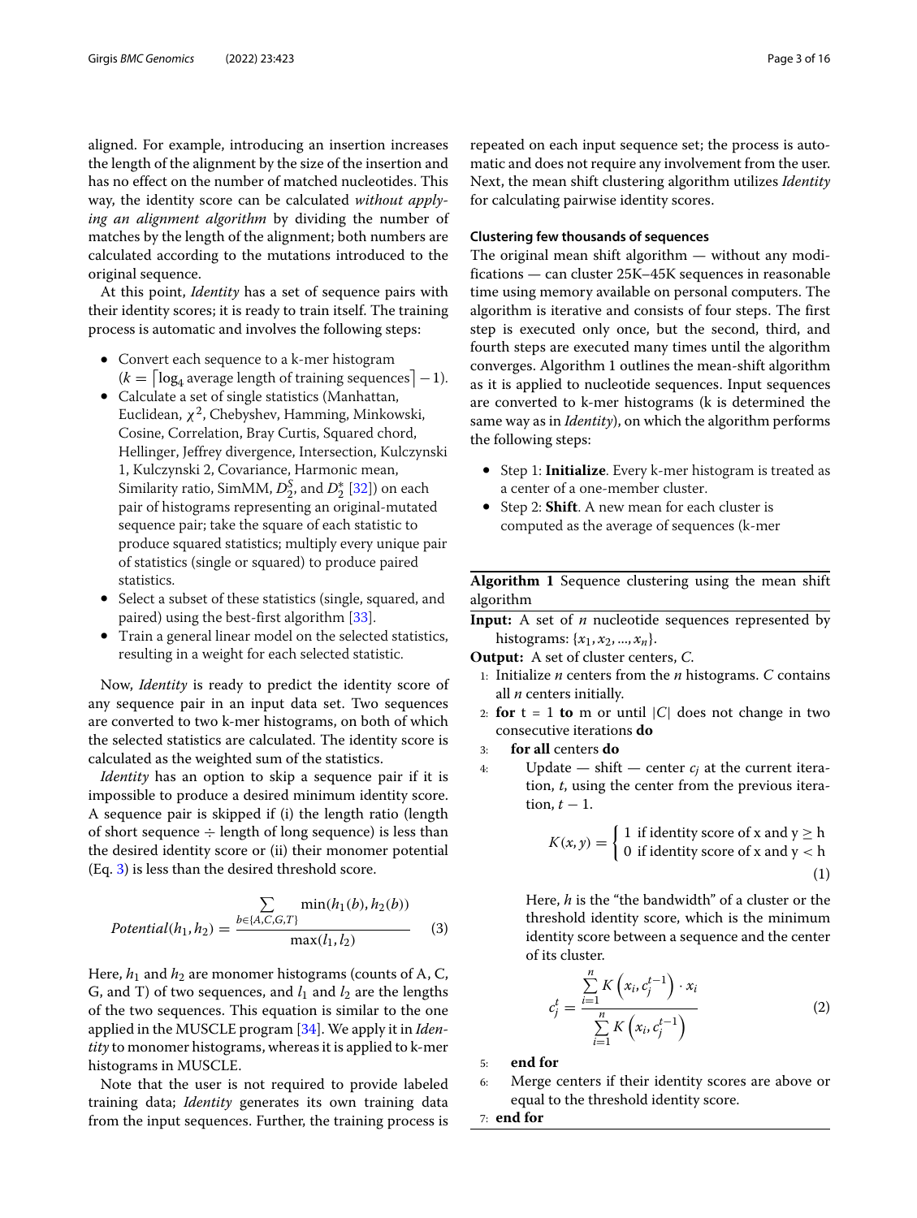aligned. For example, introducing an insertion increases the length of the alignment by the size of the insertion and has no effect on the number of matched nucleotides. This way, the identity score can be calculated *without applying an alignment algorithm* by dividing the number of matches by the length of the alignment; both numbers are calculated according to the mutations introduced to the original sequence.

At this point, *Identity* has a set of sequence pairs with their identity scores; it is ready to train itself. The training process is automatic and involves the following steps:

- Convert each sequence to a k-mer histogram ($k = \lceil \log_4$ average length of training sequences$\rceil - 1$).
- Calculate a set of single statistics (Manhattan, Euclidean, $\chi^2$, Chebyshev, Hamming, Minkowski, Cosine, Correlation, Bray Curtis, Squared chord, Hellinger, Jeffrey divergence, Intersection, Kulczynski 1, Kulczynski 2, Covariance, Harmonic mean, Similarity ratio, SimMM, $D_2^S$, and $D_2^*$ [32]) on each pair of histograms representing an original-mutated sequence pair; take the square of each statistic to produce squared statistics; multiply every unique pair of statistics (single or squared) to produce paired statistics.
- Select a subset of these statistics (single, squared, and paired) using the best-first algorithm [33].
- Train a general linear model on the selected statistics, resulting in a weight for each selected statistic.

Now, *Identity* is ready to predict the identity score of any sequence pair in an input data set. Two sequences are converted to two k-mer histograms, on both of which the selected statistics are calculated. The identity score is calculated as the weighted sum of the statistics.

*Identity* has an option to skip a sequence pair if it is impossible to produce a desired minimum identity score. A sequence pair is skipped if (i) the length ratio (length of short sequence ÷ length of long sequence) is less than the desired identity score or (ii) their monomer potential (Eq. 3) is less than the desired threshold score.

$$Potential(h_1, h_2) = \frac{\sum_{b \in \{A,C,G,T\}} \min(h_1(b), h_2(b))}{\max(l_1, l_2)} \quad (3)$$

Here, $h_1$ and $h_2$ are monomer histograms (counts of A, C, G, and T) of two sequences, and $l_1$ and $l_2$ are the lengths of the two sequences. This equation is similar to the one applied in the MUSCLE program [34]. We apply it in *Identity* to monomer histograms, whereas it is applied to k-mer histograms in MUSCLE.

Note that the user is not required to provide labeled training data; *Identity* generates its own training data from the input sequences. Further, the training process is repeated on each input sequence set; the process is automatic and does not require any involvement from the user. Next, the mean shift clustering algorithm utilizes *Identity* for calculating pairwise identity scores.

#### Clustering few thousands of sequences

The original mean shift algorithm — without any modifications — can cluster 25K–45K sequences in reasonable time using memory available on personal computers. The algorithm is iterative and consists of four steps. The first step is executed only once, but the second, third, and fourth steps are executed many times until the algorithm converges. Algorithm 1 outlines the mean-shift algorithm as it is applied to nucleotide sequences. Input sequences are converted to k-mer histograms (k is determined the same way as in *Identity*), on which the algorithm performs the following steps:

- Step 1: **Initialize**. Every k-mer histogram is treated as a center of a one-member cluster.
- Step 2: **Shift**. A new mean for each cluster is computed as the average of sequences (k-mer

**Algorithm 1** Sequence clustering using the mean shift algorithm

**Input:** A set of $n$ nucleotide sequences represented by histograms: $\{x_1, x_2, ..., x_n\}$.

**Output:** A set of cluster centers, $C$.

1: Initialize $n$ centers from the $n$ histograms. $C$ contains all $n$ centers initially.

2: **for** t = 1 **to** m or until $|C|$ does not change in two consecutive iterations **do**

3: **for all** centers **do**

4: Update — shift — center $c_j$ at the current iteration, $t$, using the center from the previous iteration, $t-1$.

$$K(x, y) = \begin{cases} 1 & \text{if identity score of x and y} \geq \text{h} \\ 0 & \text{if identity score of x and y} < \text{h} \end{cases} \quad (1)$$

Here, $h$ is the "the bandwidth" of a cluster or the threshold identity score, which is the minimum identity score between a sequence and the center of its cluster.

$$c_j^t = \frac{\sum_{i=1}^{n} K\left(x_i, c_j^{t-1}\right) \cdot x_i}{\sum_{i=1}^{n} K\left(x_i, c_j^{t-1}\right)} \quad (2)$$

5: **end for**

6: Merge centers if their identity scores are above or equal to the threshold identity score.

7: **end for**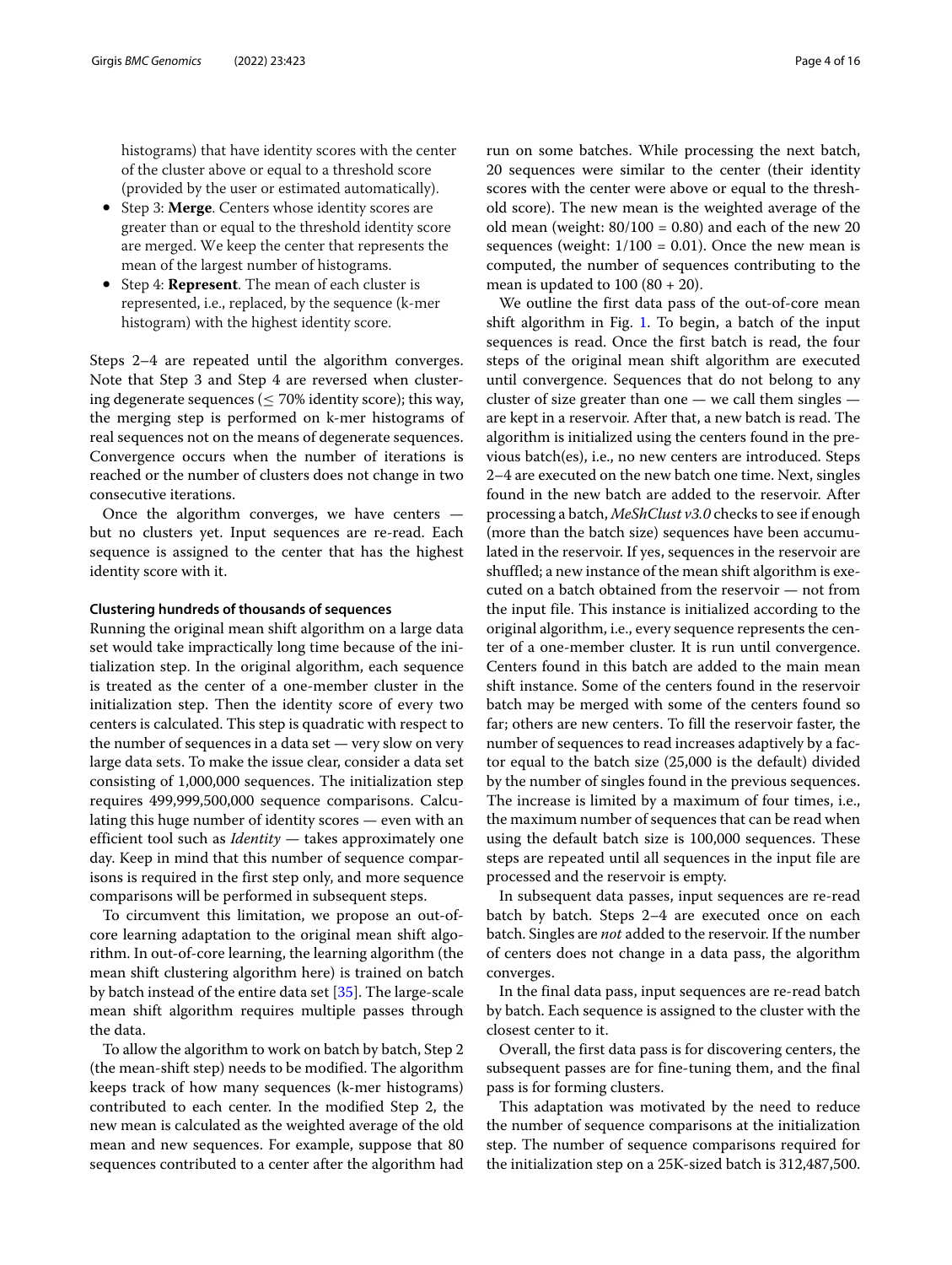histograms) that have identity scores with the center of the cluster above or equal to a threshold score (provided by the user or estimated automatically).

- Step 3: **Merge**. Centers whose identity scores are greater than or equal to the threshold identity score are merged. We keep the center that represents the mean of the largest number of histograms.
- Step 4: **Represent**. The mean of each cluster is represented, i.e., replaced, by the sequence (k-mer histogram) with the highest identity score.

Steps 2–4 are repeated until the algorithm converges. Note that Step 3 and Step 4 are reversed when clustering degenerate sequences ($\leq$ 70% identity score); this way, the merging step is performed on k-mer histograms of real sequences not on the means of degenerate sequences. Convergence occurs when the number of iterations is reached or the number of clusters does not change in two consecutive iterations.

Once the algorithm converges, we have centers — but no clusters yet. Input sequences are re-read. Each sequence is assigned to the center that has the highest identity score with it.

#### Clustering hundreds of thousands of sequences

Running the original mean shift algorithm on a large data set would take impractically long time because of the initialization step. In the original algorithm, each sequence is treated as the center of a one-member cluster in the initialization step. Then the identity score of every two centers is calculated. This step is quadratic with respect to the number of sequences in a data set — very slow on very large data sets. To make the issue clear, consider a data set consisting of 1,000,000 sequences. The initialization step requires 499,999,500,000 sequence comparisons. Calculating this huge number of identity scores — even with an efficient tool such as *Identity* — takes approximately one day. Keep in mind that this number of sequence comparisons is required in the first step only, and more sequence comparisons will be performed in subsequent steps.

To circumvent this limitation, we propose an out-of-core learning adaptation to the original mean shift algorithm. In out-of-core learning, the learning algorithm (the mean shift clustering algorithm here) is trained on batch by batch instead of the entire data set [35]. The large-scale mean shift algorithm requires multiple passes through the data.

To allow the algorithm to work on batch by batch, Step 2 (the mean-shift step) needs to be modified. The algorithm keeps track of how many sequences (k-mer histograms) contributed to each center. In the modified Step 2, the new mean is calculated as the weighted average of the old mean and new sequences. For example, suppose that 80 sequences contributed to a center after the algorithm had run on some batches. While processing the next batch, 20 sequences were similar to the center (their identity scores with the center were above or equal to the threshold score). The new mean is the weighted average of the old mean (weight: 80/100 = 0.80) and each of the new 20 sequences (weight: 1/100 = 0.01). Once the new mean is computed, the number of sequences contributing to the mean is updated to 100 (80 + 20).

We outline the first data pass of the out-of-core mean shift algorithm in Fig. 1. To begin, a batch of the input sequences is read. Once the first batch is read, the four steps of the original mean shift algorithm are executed until convergence. Sequences that do not belong to any cluster of size greater than one — we call them singles — are kept in a reservoir. After that, a new batch is read. The algorithm is initialized using the centers found in the previous batch(es), i.e., no new centers are introduced. Steps 2–4 are executed on the new batch one time. Next, singles found in the new batch are added to the reservoir. After processing a batch, *MeShClust v3.0* checks to see if enough (more than the batch size) sequences have been accumulated in the reservoir. If yes, sequences in the reservoir are shuffled; a new instance of the mean shift algorithm is executed on a batch obtained from the reservoir — not from the input file. This instance is initialized according to the original algorithm, i.e., every sequence represents the center of a one-member cluster. It is run until convergence. Centers found in this batch are added to the main mean shift instance. Some of the centers found in the reservoir batch may be merged with some of the centers found so far; others are new centers. To fill the reservoir faster, the number of sequences to read increases adaptively by a factor equal to the batch size (25,000 is the default) divided by the number of singles found in the previous sequences. The increase is limited by a maximum of four times, i.e., the maximum number of sequences that can be read when using the default batch size is 100,000 sequences. These steps are repeated until all sequences in the input file are processed and the reservoir is empty.

In subsequent data passes, input sequences are re-read batch by batch. Steps 2–4 are executed once on each batch. Singles are *not* added to the reservoir. If the number of centers does not change in a data pass, the algorithm converges.

In the final data pass, input sequences are re-read batch by batch. Each sequence is assigned to the cluster with the closest center to it.

Overall, the first data pass is for discovering centers, the subsequent passes are for fine-tuning them, and the final pass is for forming clusters.

This adaptation was motivated by the need to reduce the number of sequence comparisons at the initialization step. The number of sequence comparisons required for the initialization step on a 25K-sized batch is 312,487,500.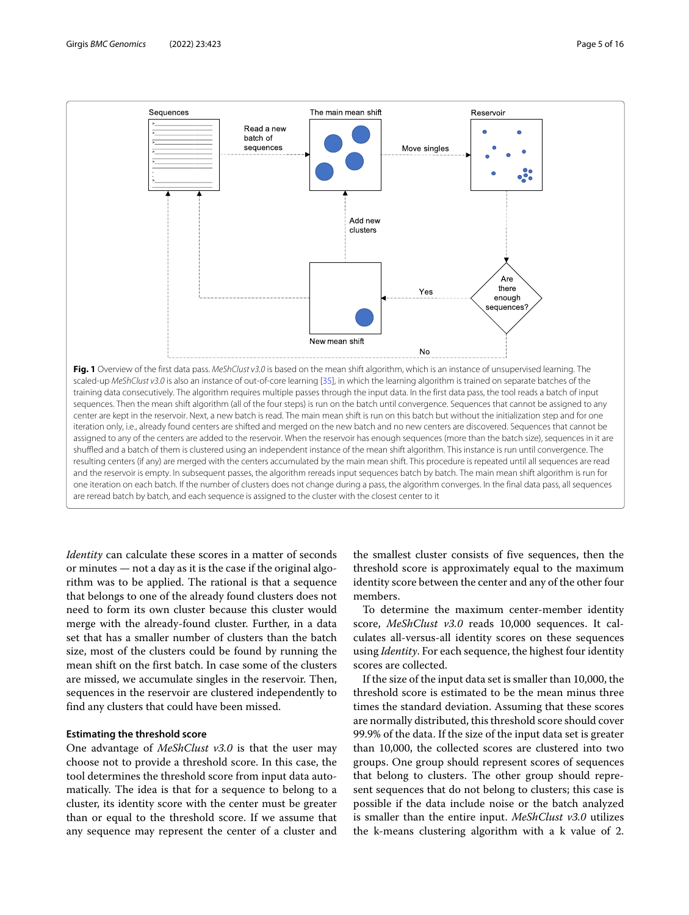**Fig. 1** Overview of the first data pass. *MeShClust v3.0* is based on the mean shift algorithm, which is an instance of unsupervised learning. The scaled-up *MeShClust v3.0* is also an instance of out-of-core learning [35], in which the learning algorithm is trained on separate batches of the training data consecutively. The algorithm requires multiple passes through the input data. In the first data pass, the tool reads a batch of input sequences. Then the mean shift algorithm (all of the four steps) is run on the batch until convergence. Sequences that cannot be assigned to any center are kept in the reservoir. Next, a new batch is read. The main mean shift is run on this batch but without the initialization step and for one iteration only, i.e., already found centers are shifted and merged on the new batch and no new centers are discovered. Sequences that cannot be assigned to any of the centers are added to the reservoir. When the reservoir has enough sequences (more than the batch size), sequences in it are shuffled and a batch of them is clustered using an independent instance of the mean shift algorithm. This instance is run until convergence. The resulting centers (if any) are merged with the centers accumulated by the main mean shift. This procedure is repeated until all sequences are read and the reservoir is empty. In subsequent passes, the algorithm rereads input sequences batch by batch. The main mean shift algorithm is run for one iteration on each batch. If the number of clusters does not change during a pass, the algorithm converges. In the final data pass, all sequences are reread batch by batch, and each sequence is assigned to the cluster with the closest center to it

*Identity* can calculate these scores in a matter of seconds or minutes — not a day as it is the case if the original algorithm was to be applied. The rational is that a sequence that belongs to one of the already found clusters does not need to form its own cluster because this cluster would merge with the already-found cluster. Further, in a data set that has a smaller number of clusters than the batch size, most of the clusters could be found by running the mean shift on the first batch. In case some of the clusters are missed, we accumulate singles in the reservoir. Then, sequences in the reservoir are clustered independently to find any clusters that could have been missed.

### Estimating the threshold score

One advantage of *MeShClust v3.0* is that the user may choose not to provide a threshold score. In this case, the tool determines the threshold score from input data automatically. The idea is that for a sequence to belong to a cluster, its identity score with the center must be greater than or equal to the threshold score. If we assume that any sequence may represent the center of a cluster and the smallest cluster consists of five sequences, then the threshold score is approximately equal to the maximum identity score between the center and any of the other four members.

To determine the maximum center-member identity score, *MeShClust v3.0* reads 10,000 sequences. It calculates all-versus-all identity scores on these sequences using *Identity*. For each sequence, the highest four identity scores are collected.

If the size of the input data set is smaller than 10,000, the threshold score is estimated to be the mean minus three times the standard deviation. Assuming that these scores are normally distributed, this threshold score should cover 99.9% of the data. If the size of the input data set is greater than 10,000, the collected scores are clustered into two groups. One group should represent scores of sequences that belong to clusters. The other group should represent sequences that do not belong to clusters; this case is possible if the data include noise or the batch analyzed is smaller than the entire input. *MeShClust v3.0* utilizes the k-means clustering algorithm with a k value of 2.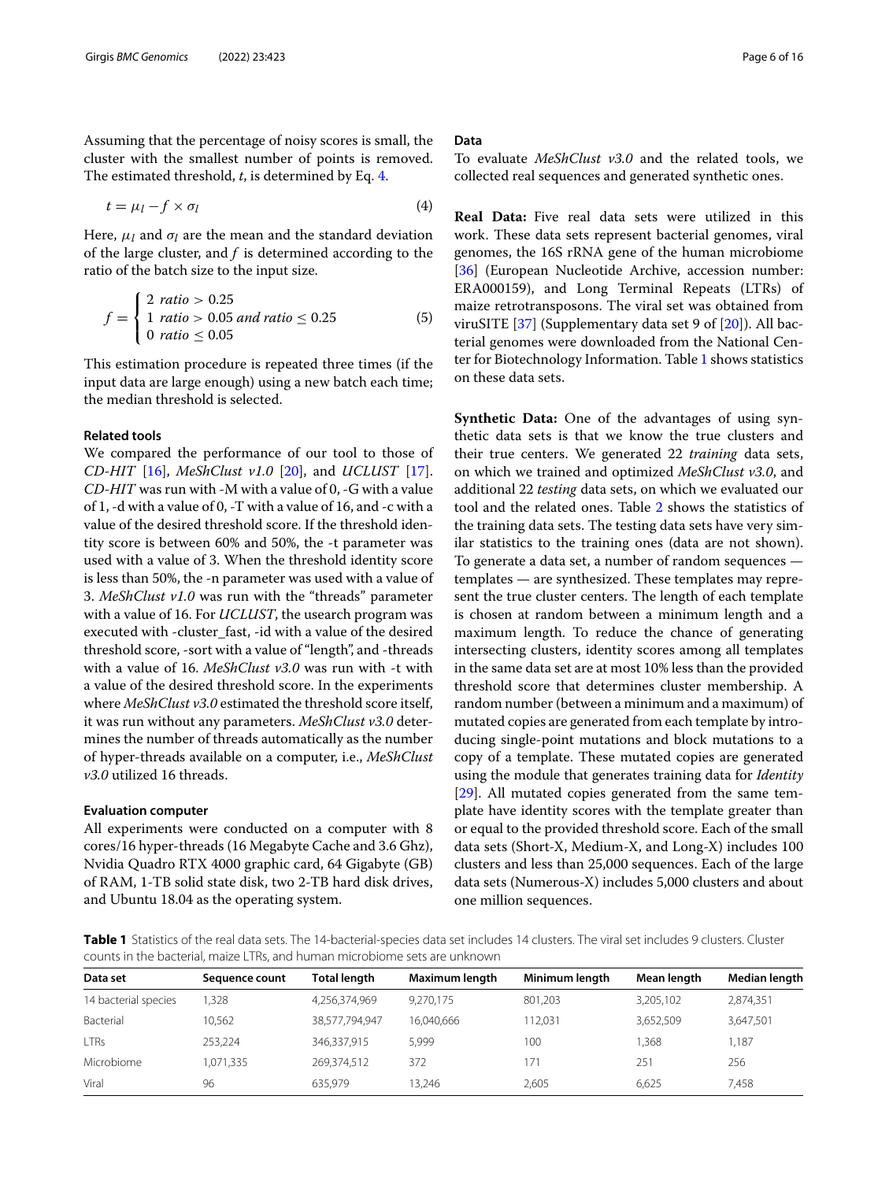Assuming that the percentage of noisy scores is small, the cluster with the smallest number of points is removed. The estimated threshold, $t$, is determined by Eq. 4.

$$t = \mu_l - f \times \sigma_l \tag{4}$$

Here, $\mu_l$ and $\sigma_l$ are the mean and the standard deviation of the large cluster, and $f$ is determined according to the ratio of the batch size to the input size.

$$f = \begin{cases} 2 & ratio > 0.25 \\ 1 & ratio > 0.05 \text{ and } ratio \leq 0.25 \\ 0 & ratio \leq 0.05 \end{cases} \tag{5}$$

This estimation procedure is repeated three times (if the input data are large enough) using a new batch each time; the median threshold is selected.

### Related tools

We compared the performance of our tool to those of *CD-HIT* [16], *MeShClust v1.0* [20], and *UCLUST* [17]. *CD-HIT* was run with -M with a value of 0, -G with a value of 1, -d with a value of 0, -T with a value of 16, and -c with a value of the desired threshold score. If the threshold identity score is between 60% and 50%, the -t parameter was used with a value of 3. When the threshold identity score is less than 50%, the -n parameter was used with a value of 3. *MeShClust v1.0* was run with the "threads" parameter with a value of 16. For *UCLUST*, the usearch program was executed with -cluster_fast, -id with a value of the desired threshold score, -sort with a value of "length", and -threads with a value of 16. *MeShClust v3.0* was run with -t with a value of the desired threshold score. In the experiments where *MeShClust v3.0* estimated the threshold score itself, it was run without any parameters. *MeShClust v3.0* determines the number of threads automatically as the number of hyper-threads available on a computer, i.e., *MeShClust v3.0* utilized 16 threads.

### Evaluation computer

All experiments were conducted on a computer with 8 cores/16 hyper-threads (16 Megabyte Cache and 3.6 Ghz), Nvidia Quadro RTX 4000 graphic card, 64 Gigabyte (GB) of RAM, 1-TB solid state disk, two 2-TB hard disk drives, and Ubuntu 18.04 as the operating system.

### Data

To evaluate *MeShClust v3.0* and the related tools, we collected real sequences and generated synthetic ones.

**Real Data:** Five real data sets were utilized in this work. These data sets represent bacterial genomes, viral genomes, the 16S rRNA gene of the human microbiome [36] (European Nucleotide Archive, accession number: ERA000159), and Long Terminal Repeats (LTRs) of maize retrotransposons. The viral set was obtained from viruSITE [37] (Supplementary data set 9 of [20]). All bacterial genomes were downloaded from the National Center for Biotechnology Information. Table 1 shows statistics on these data sets.

**Synthetic Data:** One of the advantages of using synthetic data sets is that we know the true clusters and their true centers. We generated 22 *training* data sets, on which we trained and optimized *MeShClust v3.0*, and additional 22 *testing* data sets, on which we evaluated our tool and the related ones. Table 2 shows the statistics of the training data sets. The testing data sets have very similar statistics to the training ones (data are not shown). To generate a data set, a number of random sequences — templates — are synthesized. These templates may represent the true cluster centers. The length of each template is chosen at random between a minimum length and a maximum length. To reduce the chance of generating intersecting clusters, identity scores among all templates in the same data set are at most 10% less than the provided threshold score that determines cluster membership. A random number (between a minimum and a maximum) of mutated copies are generated from each template by introducing single-point mutations and block mutations to a copy of a template. These mutated copies are generated using the module that generates training data for *Identity* [29]. All mutated copies generated from the same template have identity scores with the template greater than or equal to the provided threshold score. Each of the small data sets (Short-X, Medium-X, and Long-X) includes 100 clusters and less than 25,000 sequences. Each of the large data sets (Numerous-X) includes 5,000 clusters and about one million sequences.

**Table 1** Statistics of the real data sets. The 14-bacterial-species data set includes 14 clusters. The viral set includes 9 clusters. Cluster counts in the bacterial, maize LTRs, and human microbiome sets are unknown

| Data set | Sequence count | Total length | Maximum length | Minimum length | Mean length | Median length |
|---|---|---|---|---|---|---|
| 14 bacterial species | 1,328 | 4,256,374,969 | 9,270,175 | 801,203 | 3,205,102 | 2,874,351 |
| Bacterial | 10,562 | 38,577,794,947 | 16,040,666 | 112,031 | 3,652,509 | 3,647,501 |
| LTRs | 253,224 | 346,337,915 | 5,999 | 100 | 1,368 | 1,187 |
| Microbiome | 1,071,335 | 269,374,512 | 372 | 171 | 251 | 256 |
| Viral | 96 | 635,979 | 13,246 | 2,605 | 6,625 | 7,458 |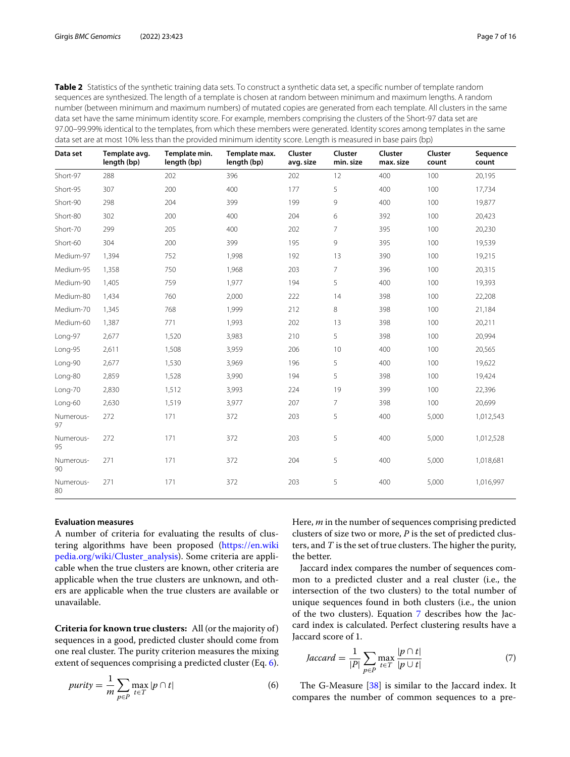**Table 2** Statistics of the synthetic training data sets. To construct a synthetic data set, a specific number of template random sequences are synthesized. The length of a template is chosen at random between minimum and maximum lengths. A random number (between minimum and maximum numbers) of mutated copies are generated from each template. All clusters in the same data set have the same minimum identity score. For example, members comprising the clusters of the Short-97 data set are 97.00–99.99% identical to the templates, from which these members were generated. Identity scores among templates in the same data set are at most 10% less than the provided minimum identity score. Length is measured in base pairs (bp)

| Data set | Template avg. length (bp) | Template min. length (bp) | Template max. length (bp) | Cluster avg. size | Cluster min. size | Cluster max. size | Cluster count | Sequence count |
|---|---|---|---|---|---|---|---|---|
| Short-97 | 288 | 202 | 396 | 202 | 12 | 400 | 100 | 20,195 |
| Short-95 | 307 | 200 | 400 | 177 | 5 | 400 | 100 | 17,734 |
| Short-90 | 298 | 204 | 399 | 199 | 9 | 400 | 100 | 19,877 |
| Short-80 | 302 | 200 | 400 | 204 | 6 | 392 | 100 | 20,423 |
| Short-70 | 299 | 205 | 400 | 202 | 7 | 395 | 100 | 20,230 |
| Short-60 | 304 | 200 | 399 | 195 | 9 | 395 | 100 | 19,539 |
| Medium-97 | 1,394 | 752 | 1,998 | 192 | 13 | 390 | 100 | 19,215 |
| Medium-95 | 1,358 | 750 | 1,968 | 203 | 7 | 396 | 100 | 20,315 |
| Medium-90 | 1,405 | 759 | 1,977 | 194 | 5 | 400 | 100 | 19,393 |
| Medium-80 | 1,434 | 760 | 2,000 | 222 | 14 | 398 | 100 | 22,208 |
| Medium-70 | 1,345 | 768 | 1,999 | 212 | 8 | 398 | 100 | 21,184 |
| Medium-60 | 1,387 | 771 | 1,993 | 202 | 13 | 398 | 100 | 20,211 |
| Long-97 | 2,677 | 1,520 | 3,983 | 210 | 5 | 398 | 100 | 20,994 |
| Long-95 | 2,611 | 1,508 | 3,959 | 206 | 10 | 400 | 100 | 20,565 |
| Long-90 | 2,677 | 1,530 | 3,969 | 196 | 5 | 400 | 100 | 19,622 |
| Long-80 | 2,859 | 1,528 | 3,990 | 194 | 5 | 398 | 100 | 19,424 |
| Long-70 | 2,830 | 1,512 | 3,993 | 224 | 19 | 399 | 100 | 22,396 |
| Long-60 | 2,630 | 1,519 | 3,977 | 207 | 7 | 398 | 100 | 20,699 |
| Numerous-97 | 272 | 171 | 372 | 203 | 5 | 400 | 5,000 | 1,012,543 |
| Numerous-95 | 272 | 171 | 372 | 203 | 5 | 400 | 5,000 | 1,012,528 |
| Numerous-90 | 271 | 171 | 372 | 204 | 5 | 400 | 5,000 | 1,018,681 |
| Numerous-80 | 271 | 171 | 372 | 203 | 5 | 400 | 5,000 | 1,016,997 |

### Evaluation measures

A number of criteria for evaluating the results of clustering algorithms have been proposed (https://en.wikipedia.org/wiki/Cluster_analysis). Some criteria are applicable when the true clusters are known, other criteria are applicable when the true clusters are unknown, and others are applicable when the true clusters are available or unavailable.

**Criteria for known true clusters:** All (or the majority of) sequences in a good, predicted cluster should come from one real cluster. The purity criterion measures the mixing extent of sequences comprising a predicted cluster (Eq. 6).

$$purity = \frac{1}{m} \sum_{p \in P} \max_{t \in T} |p \cap t| \tag{6}$$

Here, $m$ in the number of sequences comprising predicted clusters of size two or more, $P$ is the set of predicted clusters, and $T$ is the set of true clusters. The higher the purity, the better.

Jaccard index compares the number of sequences common to a predicted cluster and a real cluster (i.e., the intersection of the two clusters) to the total number of unique sequences found in both clusters (i.e., the union of the two clusters). Equation 7 describes how the Jaccard index is calculated. Perfect clustering results have a Jaccard score of 1.

$$Jaccard = \frac{1}{|P|} \sum_{p \in P} \max_{t \in T} \frac{|p \cap t|}{|p \cup t|} \tag{7}$$

The G-Measure [38] is similar to the Jaccard index. It compares the number of common sequences to a pre-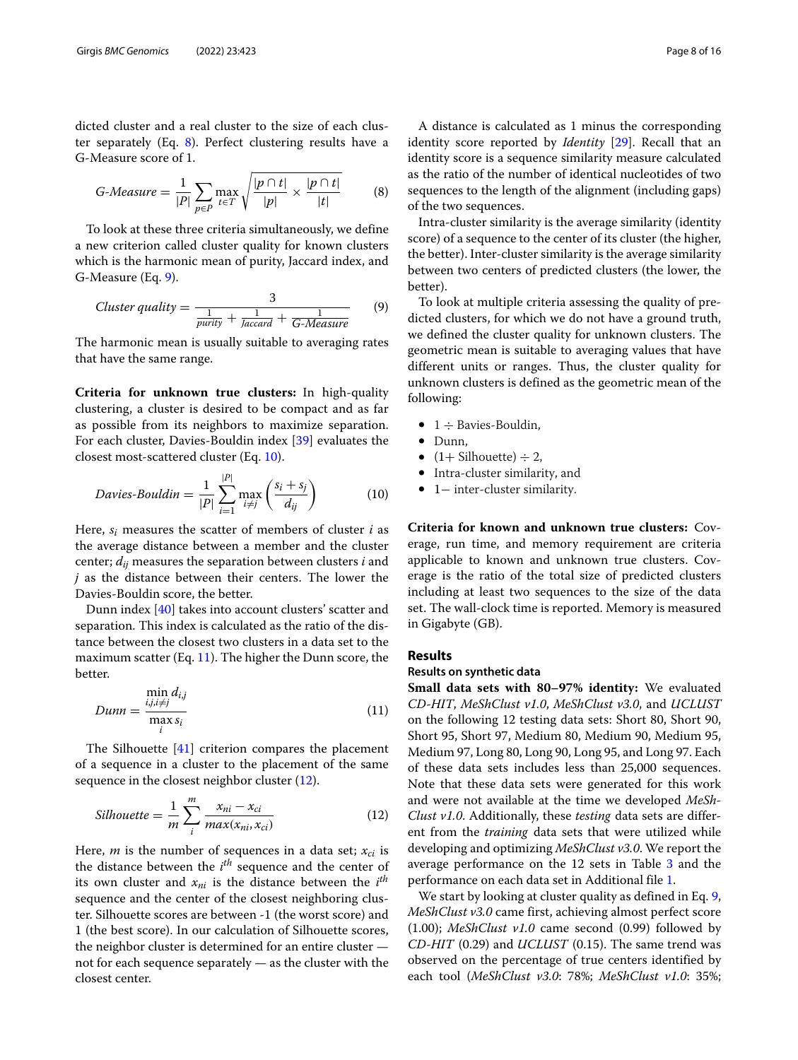dicted cluster and a real cluster to the size of each cluster separately (Eq. 8). Perfect clustering results have a G-Measure score of 1.

$$G\text{-}Measure = \frac{1}{|P|} \sum_{p \in P} \max_{t \in T} \sqrt{\frac{|p \cap t|}{|p|} \times \frac{|p \cap t|}{|t|}} \quad (8)$$

To look at these three criteria simultaneously, we define a new criterion called cluster quality for known clusters which is the harmonic mean of purity, Jaccard index, and G-Measure (Eq. 9).

$$Cluster\ quality = \frac{3}{\frac{1}{purity} + \frac{1}{Jaccard} + \frac{1}{G\text{-}Measure}} \quad (9)$$

The harmonic mean is usually suitable to averaging rates that have the same range.

**Criteria for unknown true clusters:** In high-quality clustering, a cluster is desired to be compact and as far as possible from its neighbors to maximize separation. For each cluster, Davies-Bouldin index [39] evaluates the closest most-scattered cluster (Eq. 10).

$$Davies\text{-}Bouldin = \frac{1}{|P|} \sum_{i=1}^{|P|} \max_{i \neq j} \left( \frac{s_i + s_j}{d_{ij}} \right) \quad (10)$$

Here, $s_i$ measures the scatter of members of cluster $i$ as the average distance between a member and the cluster center; $d_{ij}$ measures the separation between clusters $i$ and $j$ as the distance between their centers. The lower the Davies-Bouldin score, the better.

Dunn index [40] takes into account clusters' scatter and separation. This index is calculated as the ratio of the distance between the closest two clusters in a data set to the maximum scatter (Eq. 11). The higher the Dunn score, the better.

$$Dunn = \frac{\min_{i,j,i \neq j} d_{i,j}}{\max_{i} s_i} \quad (11)$$

The Silhouette [41] criterion compares the placement of a sequence in a cluster to the placement of the same sequence in the closest neighbor cluster (12).

$$Silhouette = \frac{1}{m} \sum_{i}^{m} \frac{x_{ni} - x_{ci}}{max(x_{ni}, x_{ci})} \quad (12)$$

Here, $m$ is the number of sequences in a data set; $x_{ci}$ is the distance between the $i^{th}$ sequence and the center of its own cluster and $x_{ni}$ is the distance between the $i^{th}$ sequence and the center of the closest neighboring cluster. Silhouette scores are between -1 (the worst score) and 1 (the best score). In our calculation of Silhouette scores, the neighbor cluster is determined for an entire cluster — not for each sequence separately — as the cluster with the closest center.

A distance is calculated as 1 minus the corresponding identity score reported by *Identity* [29]. Recall that an identity score is a sequence similarity measure calculated as the ratio of the number of identical nucleotides of two sequences to the length of the alignment (including gaps) of the two sequences.

Intra-cluster similarity is the average similarity (identity score) of a sequence to the center of its cluster (the higher, the better). Inter-cluster similarity is the average similarity between two centers of predicted clusters (the lower, the better).

To look at multiple criteria assessing the quality of predicted clusters, for which we do not have a ground truth, we defined the cluster quality for unknown clusters. The geometric mean is suitable to averaging values that have different units or ranges. Thus, the cluster quality for unknown clusters is defined as the geometric mean of the following:

- 1 ÷ Bavies-Bouldin,
- Dunn,
- (1+ Silhouette) ÷ 2,
- Intra-cluster similarity, and
- 1− inter-cluster similarity.

**Criteria for known and unknown true clusters:** Coverage, run time, and memory requirement are criteria applicable to known and unknown true clusters. Coverage is the ratio of the total size of predicted clusters including at least two sequences to the size of the data set. The wall-clock time is reported. Memory is measured in Gigabyte (GB).

## Results

### Results on synthetic data

**Small data sets with 80–97% identity:** We evaluated *CD-HIT*, *MeShClust v1.0*, *MeShClust v3.0*, and *UCLUST* on the following 12 testing data sets: Short 80, Short 90, Short 95, Short 97, Medium 80, Medium 90, Medium 95, Medium 97, Long 80, Long 90, Long 95, and Long 97. Each of these data sets includes less than 25,000 sequences. Note that these data sets were generated for this work and were not available at the time we developed *MeShClust v1.0*. Additionally, these *testing* data sets are different from the *training* data sets that were utilized while developing and optimizing *MeShClust v3.0*. We report the average performance on the 12 sets in Table 3 and the performance on each data set in Additional file 1.

We start by looking at cluster quality as defined in Eq. 9, *MeShClust v3.0* came first, achieving almost perfect score (1.00); *MeShClust v1.0* came second (0.99) followed by *CD-HIT* (0.29) and *UCLUST* (0.15). The same trend was observed on the percentage of true centers identified by each tool (*MeShClust v3.0*: 78%; *MeShClust v1.0*: 35%;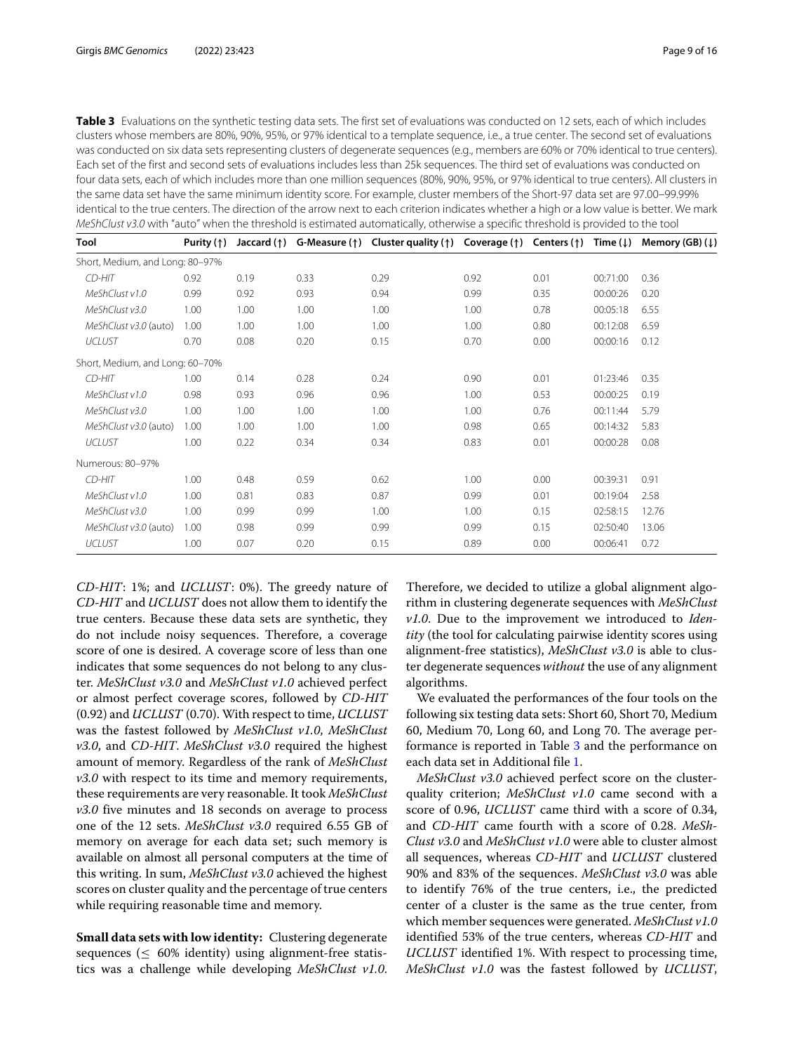**Table 3** Evaluations on the synthetic testing data sets. The first set of evaluations was conducted on 12 sets, each of which includes clusters whose members are 80%, 90%, 95%, or 97% identical to a template sequence, i.e., a true center. The second set of evaluations was conducted on six data sets representing clusters of degenerate sequences (e.g., members are 60% or 70% identical to true centers). Each set of the first and second sets of evaluations includes less than 25k sequences. The third set of evaluations was conducted on four data sets, each of which includes more than one million sequences (80%, 90%, 95%, or 97% identical to true centers). All clusters in the same data set have the same minimum identity score. For example, cluster members of the Short-97 data set are 97.00–99.99% identical to the true centers. The direction of the arrow next to each criterion indicates whether a high or a low value is better. We mark *MeShClust v3.0* with "auto" when the threshold is estimated automatically, otherwise a specific threshold is provided to the tool

| Tool | Purity (↑) | Jaccard (↑) | G-Measure (↑) | Cluster quality (↑) | Coverage (↑) | Centers (↑) | Time (↓) | Memory (GB) (↓) |
|---|---|---|---|---|---|---|---|---|
| Short, Medium, and Long: 80–97% | | | | | | | | |
| *CD-HIT* | 0.92 | 0.19 | 0.33 | 0.29 | 0.92 | 0.01 | 00:71:00 | 0.36 |
| *MeShClust v1.0* | 0.99 | 0.92 | 0.93 | 0.94 | 0.99 | 0.35 | 00:00:26 | 0.20 |
| *MeShClust v3.0* | 1.00 | 1.00 | 1.00 | 1.00 | 1.00 | 0.78 | 00:05:18 | 6.55 |
| *MeShClust v3.0* (auto) | 1.00 | 1.00 | 1.00 | 1.00 | 1.00 | 0.80 | 00:12:08 | 6.59 |
| *UCLUST* | 0.70 | 0.08 | 0.20 | 0.15 | 0.70 | 0.00 | 00:00:16 | 0.12 |
| Short, Medium, and Long: 60–70% | | | | | | | | |
| *CD-HIT* | 1.00 | 0.14 | 0.28 | 0.24 | 0.90 | 0.01 | 01:23:46 | 0.35 |
| *MeShClust v1.0* | 0.98 | 0.93 | 0.96 | 0.96 | 1.00 | 0.53 | 00:00:25 | 0.19 |
| *MeShClust v3.0* | 1.00 | 1.00 | 1.00 | 1.00 | 1.00 | 0.76 | 00:11:44 | 5.79 |
| *MeShClust v3.0* (auto) | 1.00 | 1.00 | 1.00 | 1.00 | 0.98 | 0.65 | 00:14:32 | 5.83 |
| *UCLUST* | 1.00 | 0.22 | 0.34 | 0.34 | 0.83 | 0.01 | 00:00:28 | 0.08 |
| Numerous: 80–97% | | | | | | | | |
| *CD-HIT* | 1.00 | 0.48 | 0.59 | 0.62 | 1.00 | 0.00 | 00:39:31 | 0.91 |
| *MeShClust v1.0* | 1.00 | 0.81 | 0.83 | 0.87 | 0.99 | 0.01 | 00:19:04 | 2.58 |
| *MeShClust v3.0* | 1.00 | 0.99 | 0.99 | 1.00 | 1.00 | 0.15 | 02:58:15 | 12.76 |
| *MeShClust v3.0* (auto) | 1.00 | 0.98 | 0.99 | 0.99 | 0.99 | 0.15 | 02:50:40 | 13.06 |
| *UCLUST* | 1.00 | 0.07 | 0.20 | 0.15 | 0.89 | 0.00 | 00:06:41 | 0.72 |

*CD-HIT*: 1%; and *UCLUST*: 0%). The greedy nature of *CD-HIT* and *UCLUST* does not allow them to identify the true centers. Because these data sets are synthetic, they do not include noisy sequences. Therefore, a coverage score of one is desired. A coverage score of less than one indicates that some sequences do not belong to any cluster. *MeShClust v3.0* and *MeShClust v1.0* achieved perfect or almost perfect coverage scores, followed by *CD-HIT* (0.92) and *UCLUST* (0.70). With respect to time, *UCLUST* was the fastest followed by *MeShClust v1.0*, *MeShClust v3.0*, and *CD-HIT*. *MeShClust v3.0* required the highest amount of memory. Regardless of the rank of *MeShClust v3.0* with respect to its time and memory requirements, these requirements are very reasonable. It took *MeShClust v3.0* five minutes and 18 seconds on average to process one of the 12 sets. *MeShClust v3.0* required 6.55 GB of memory on average for each data set; such memory is available on almost all personal computers at the time of this writing. In sum, *MeShClust v3.0* achieved the highest scores on cluster quality and the percentage of true centers while requiring reasonable time and memory.

**Small data sets with low identity:** Clustering degenerate sequences ($\leq$ 60% identity) using alignment-free statistics was a challenge while developing *MeShClust v1.0*. Therefore, we decided to utilize a global alignment algorithm in clustering degenerate sequences with *MeShClust v1.0*. Due to the improvement we introduced to *Identity* (the tool for calculating pairwise identity scores using alignment-free statistics), *MeShClust v3.0* is able to cluster degenerate sequences *without* the use of any alignment algorithms.

We evaluated the performances of the four tools on the following six testing data sets: Short 60, Short 70, Medium 60, Medium 70, Long 60, and Long 70. The average performance is reported in Table 3 and the performance on each data set in Additional file 1.

*MeShClust v3.0* achieved perfect score on the cluster-quality criterion; *MeShClust v1.0* came second with a score of 0.96, *UCLUST* came third with a score of 0.34, and *CD-HIT* came fourth with a score of 0.28. *MeShClust v3.0* and *MeShClust v1.0* were able to cluster almost all sequences, whereas *CD-HIT* and *UCLUST* clustered 90% and 83% of the sequences. *MeShClust v3.0* was able to identify 76% of the true centers, i.e., the predicted center of a cluster is the same as the true center, from which member sequences were generated. *MeShClust v1.0* identified 53% of the true centers, whereas *CD-HIT* and *UCLUST* identified 1%. With respect to processing time, *MeShClust v1.0* was the fastest followed by *UCLUST*,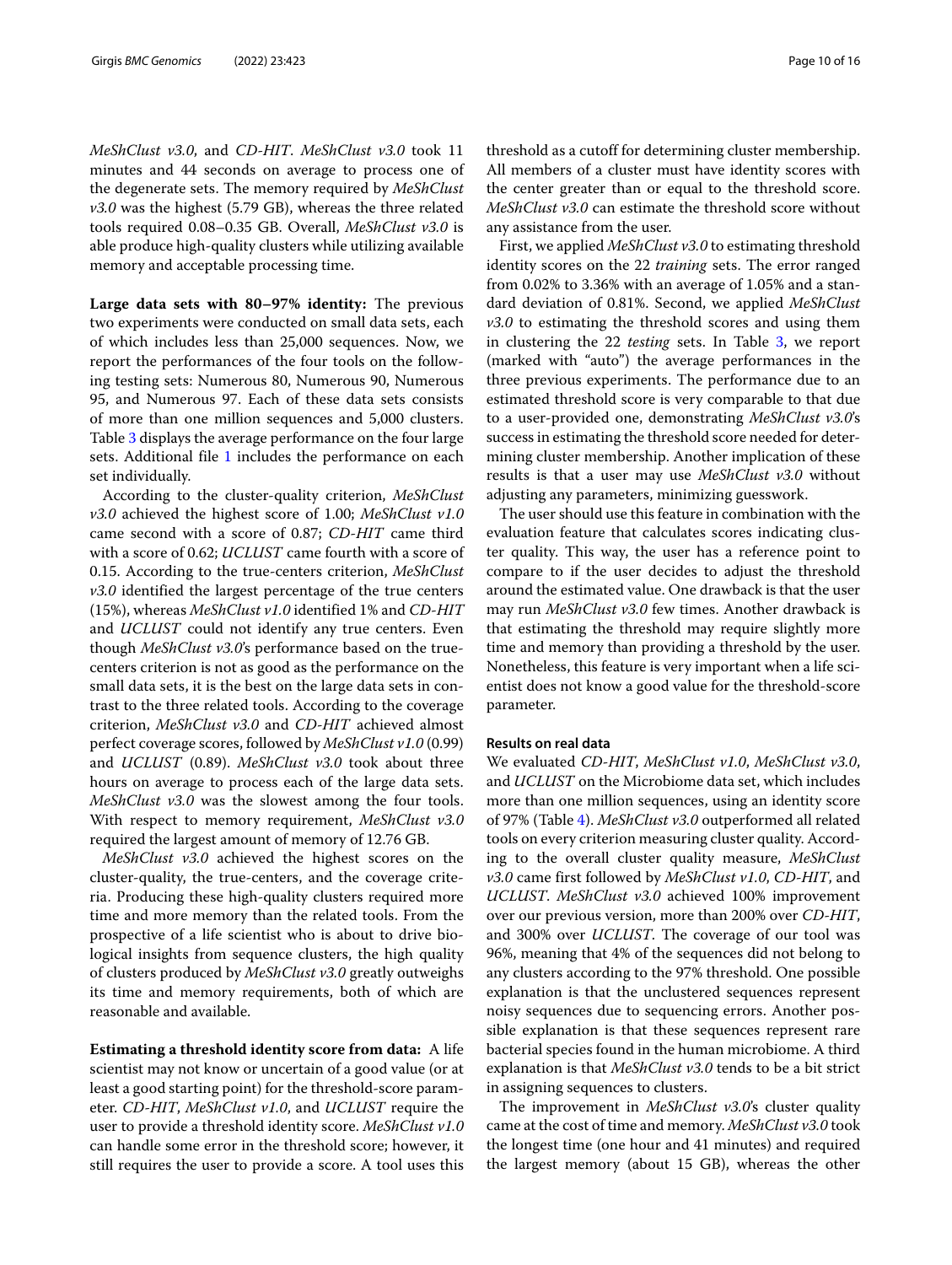*MeShClust v3.0*, and *CD-HIT*. *MeShClust v3.0* took 11 minutes and 44 seconds on average to process one of the degenerate sets. The memory required by *MeShClust v3.0* was the highest (5.79 GB), whereas the three related tools required 0.08–0.35 GB. Overall, *MeShClust v3.0* is able produce high-quality clusters while utilizing available memory and acceptable processing time.

**Large data sets with 80–97% identity:** The previous two experiments were conducted on small data sets, each of which includes less than 25,000 sequences. Now, we report the performances of the four tools on the following testing sets: Numerous 80, Numerous 90, Numerous 95, and Numerous 97. Each of these data sets consists of more than one million sequences and 5,000 clusters. Table 3 displays the average performance on the four large sets. Additional file 1 includes the performance on each set individually.

According to the cluster-quality criterion, *MeShClust v3.0* achieved the highest score of 1.00; *MeShClust v1.0* came second with a score of 0.87; *CD-HIT* came third with a score of 0.62; *UCLUST* came fourth with a score of 0.15. According to the true-centers criterion, *MeShClust v3.0* identified the largest percentage of the true centers (15%), whereas *MeShClust v1.0* identified 1% and *CD-HIT* and *UCLUST* could not identify any true centers. Even though *MeShClust v3.0*'s performance based on the true-centers criterion is not as good as the performance on the small data sets, it is the best on the large data sets in contrast to the three related tools. According to the coverage criterion, *MeShClust v3.0* and *CD-HIT* achieved almost perfect coverage scores, followed by *MeShClust v1.0* (0.99) and *UCLUST* (0.89). *MeShClust v3.0* took about three hours on average to process each of the large data sets. *MeShClust v3.0* was the slowest among the four tools. With respect to memory requirement, *MeShClust v3.0* required the largest amount of memory of 12.76 GB.

*MeShClust v3.0* achieved the highest scores on the cluster-quality, the true-centers, and the coverage criteria. Producing these high-quality clusters required more time and more memory than the related tools. From the prospective of a life scientist who is about to drive biological insights from sequence clusters, the high quality of clusters produced by *MeShClust v3.0* greatly outweighs its time and memory requirements, both of which are reasonable and available.

**Estimating a threshold identity score from data:** A life scientist may not know or uncertain of a good value (or at least a good starting point) for the threshold-score parameter. *CD-HIT*, *MeShClust v1.0*, and *UCLUST* require the user to provide a threshold identity score. *MeShClust v1.0* can handle some error in the threshold score; however, it still requires the user to provide a score. A tool uses this threshold as a cutoff for determining cluster membership. All members of a cluster must have identity scores with the center greater than or equal to the threshold score. *MeShClust v3.0* can estimate the threshold score without any assistance from the user.

First, we applied *MeShClust v3.0* to estimating threshold identity scores on the 22 *training* sets. The error ranged from 0.02% to 3.36% with an average of 1.05% and a standard deviation of 0.81%. Second, we applied *MeShClust v3.0* to estimating the threshold scores and using them in clustering the 22 *testing* sets. In Table 3, we report (marked with "auto") the average performances in the three previous experiments. The performance due to an estimated threshold score is very comparable to that due to a user-provided one, demonstrating *MeShClust v3.0*'s success in estimating the threshold score needed for determining cluster membership. Another implication of these results is that a user may use *MeShClust v3.0* without adjusting any parameters, minimizing guesswork.

The user should use this feature in combination with the evaluation feature that calculates scores indicating cluster quality. This way, the user has a reference point to compare to if the user decides to adjust the threshold around the estimated value. One drawback is that the user may run *MeShClust v3.0* few times. Another drawback is that estimating the threshold may require slightly more time and memory than providing a threshold by the user. Nonetheless, this feature is very important when a life scientist does not know a good value for the threshold-score parameter.

#### Results on real data

We evaluated *CD-HIT*, *MeShClust v1.0*, *MeShClust v3.0*, and *UCLUST* on the Microbiome data set, which includes more than one million sequences, using an identity score of 97% (Table 4). *MeShClust v3.0* outperformed all related tools on every criterion measuring cluster quality. According to the overall cluster quality measure, *MeShClust v3.0* came first followed by *MeShClust v1.0*, *CD-HIT*, and *UCLUST*. *MeShClust v3.0* achieved 100% improvement over our previous version, more than 200% over *CD-HIT*, and 300% over *UCLUST*. The coverage of our tool was 96%, meaning that 4% of the sequences did not belong to any clusters according to the 97% threshold. One possible explanation is that the unclustered sequences represent noisy sequences due to sequencing errors. Another possible explanation is that these sequences represent rare bacterial species found in the human microbiome. A third explanation is that *MeShClust v3.0* tends to be a bit strict in assigning sequences to clusters.

The improvement in *MeShClust v3.0*'s cluster quality came at the cost of time and memory. *MeShClust v3.0* took the longest time (one hour and 41 minutes) and required the largest memory (about 15 GB), whereas the other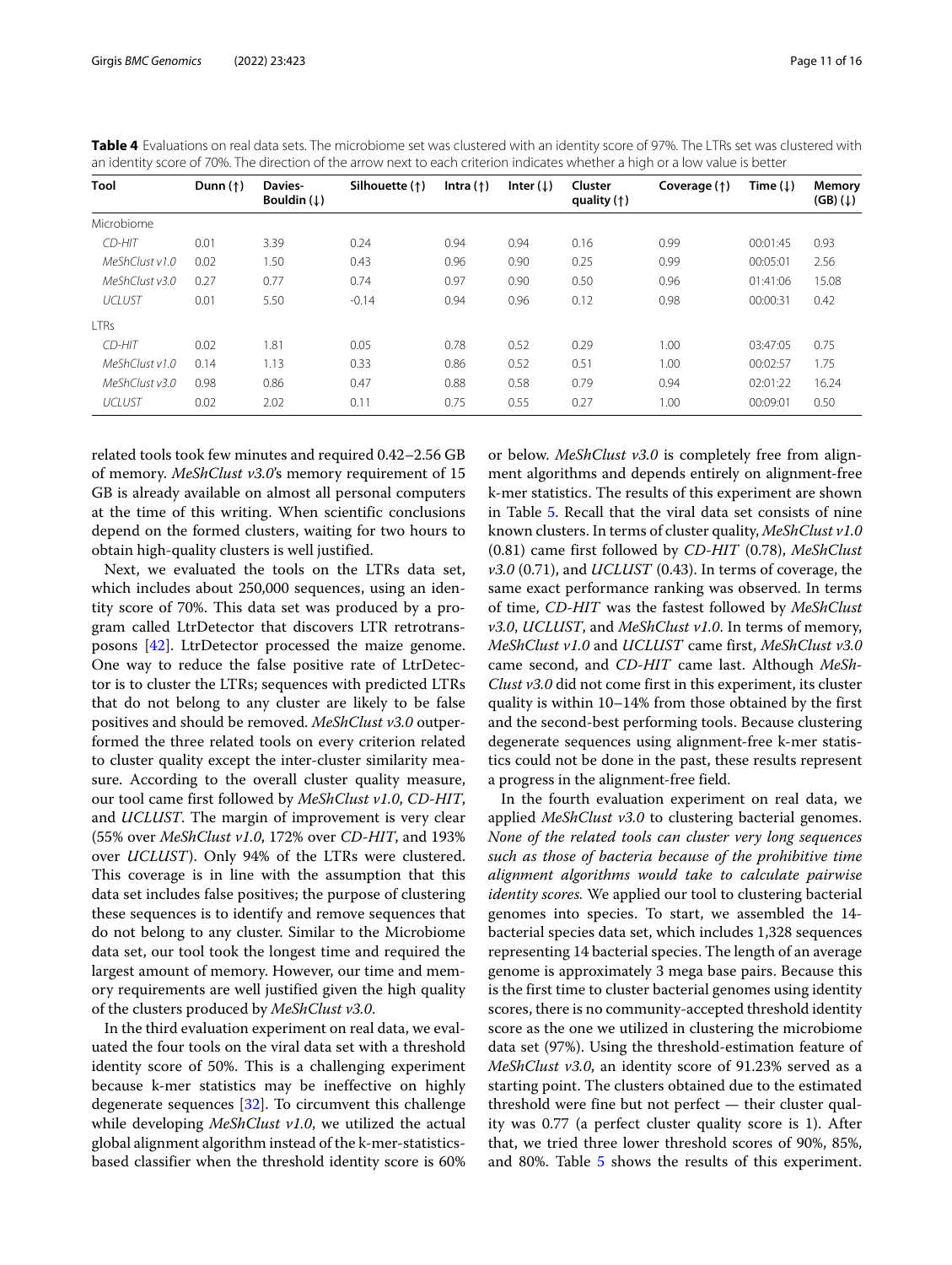**Table 4** Evaluations on real data sets. The microbiome set was clustered with an identity score of 97%. The LTRs set was clustered with an identity score of 70%. The direction of the arrow next to each criterion indicates whether a high or a low value is better

| Tool | Dunn (↑) | Davies-Bouldin (↓) | Silhouette (↑) | Intra (↑) | Inter (↓) | Cluster quality (↑) | Coverage (↑) | Time (↓) | Memory (GB) (↓) |
|---|---|---|---|---|---|---|---|---|---|
| Microbiome | | | | | | | | | |
| *CD-HIT* | 0.01 | 3.39 | 0.24 | 0.94 | 0.94 | 0.16 | 0.99 | 00:01:45 | 0.93 |
| *MeShClust v1.0* | 0.02 | 1.50 | 0.43 | 0.96 | 0.90 | 0.25 | 0.99 | 00:05:01 | 2.56 |
| *MeShClust v3.0* | 0.27 | 0.77 | 0.74 | 0.97 | 0.90 | 0.50 | 0.96 | 01:41:06 | 15.08 |
| *UCLUST* | 0.01 | 5.50 | -0.14 | 0.94 | 0.96 | 0.12 | 0.98 | 00:00:31 | 0.42 |
| LTRs | | | | | | | | | |
| *CD-HIT* | 0.02 | 1.81 | 0.05 | 0.78 | 0.52 | 0.29 | 1.00 | 03:47:05 | 0.75 |
| *MeShClust v1.0* | 0.14 | 1.13 | 0.33 | 0.86 | 0.52 | 0.51 | 1.00 | 00:02:57 | 1.75 |
| *MeShClust v3.0* | 0.98 | 0.86 | 0.47 | 0.88 | 0.58 | 0.79 | 0.94 | 02:01:22 | 16.24 |
| *UCLUST* | 0.02 | 2.02 | 0.11 | 0.75 | 0.55 | 0.27 | 1.00 | 00:09:01 | 0.50 |

related tools took few minutes and required 0.42–2.56 GB of memory. *MeShClust v3.0*'s memory requirement of 15 GB is already available on almost all personal computers at the time of this writing. When scientific conclusions depend on the formed clusters, waiting for two hours to obtain high-quality clusters is well justified.

Next, we evaluated the tools on the LTRs data set, which includes about 250,000 sequences, using an identity score of 70%. This data set was produced by a program called LtrDetector that discovers LTR retrotransposons [42]. LtrDetector processed the maize genome. One way to reduce the false positive rate of LtrDetector is to cluster the LTRs; sequences with predicted LTRs that do not belong to any cluster are likely to be false positives and should be removed. *MeShClust v3.0* outperformed the three related tools on every criterion related to cluster quality except the inter-cluster similarity measure. According to the overall cluster quality measure, our tool came first followed by *MeShClust v1.0*, *CD-HIT*, and *UCLUST*. The margin of improvement is very clear (55% over *MeShClust v1.0*, 172% over *CD-HIT*, and 193% over *UCLUST*). Only 94% of the LTRs were clustered. This coverage is in line with the assumption that this data set includes false positives; the purpose of clustering these sequences is to identify and remove sequences that do not belong to any cluster. Similar to the Microbiome data set, our tool took the longest time and required the largest amount of memory. However, our time and memory requirements are well justified given the high quality of the clusters produced by *MeShClust v3.0*.

In the third evaluation experiment on real data, we evaluated the four tools on the viral data set with a threshold identity score of 50%. This is a challenging experiment because k-mer statistics may be ineffective on highly degenerate sequences [32]. To circumvent this challenge while developing *MeShClust v1.0*, we utilized the actual global alignment algorithm instead of the k-mer-statistics-based classifier when the threshold identity score is 60% or below. *MeShClust v3.0* is completely free from alignment algorithms and depends entirely on alignment-free k-mer statistics. The results of this experiment are shown in Table 5. Recall that the viral data set consists of nine known clusters. In terms of cluster quality, *MeShClust v1.0* (0.81) came first followed by *CD-HIT* (0.78), *MeShClust v3.0* (0.71), and *UCLUST* (0.43). In terms of coverage, the same exact performance ranking was observed. In terms of time, *CD-HIT* was the fastest followed by *MeShClust v3.0*, *UCLUST*, and *MeShClust v1.0*. In terms of memory, *MeShClust v1.0* and *UCLUST* came first, *MeShClust v3.0* came second, and *CD-HIT* came last. Although *MeShClust v3.0* did not come first in this experiment, its cluster quality is within 10–14% from those obtained by the first and the second-best performing tools. Because clustering degenerate sequences using alignment-free k-mer statistics could not be done in the past, these results represent a progress in the alignment-free field.

In the fourth evaluation experiment on real data, we applied *MeShClust v3.0* to clustering bacterial genomes. *None of the related tools can cluster very long sequences such as those of bacteria because of the prohibitive time alignment algorithms would take to calculate pairwise identity scores.* We applied our tool to clustering bacterial genomes into species. To start, we assembled the 14-bacterial species data set, which includes 1,328 sequences representing 14 bacterial species. The length of an average genome is approximately 3 mega base pairs. Because this is the first time to cluster bacterial genomes using identity scores, there is no community-accepted threshold identity score as the one we utilized in clustering the microbiome data set (97%). Using the threshold-estimation feature of *MeShClust v3.0*, an identity score of 91.23% served as a starting point. The clusters obtained due to the estimated threshold were fine but not perfect — their cluster quality was 0.77 (a perfect cluster quality score is 1). After that, we tried three lower threshold scores of 90%, 85%, and 80%. Table 5 shows the results of this experiment.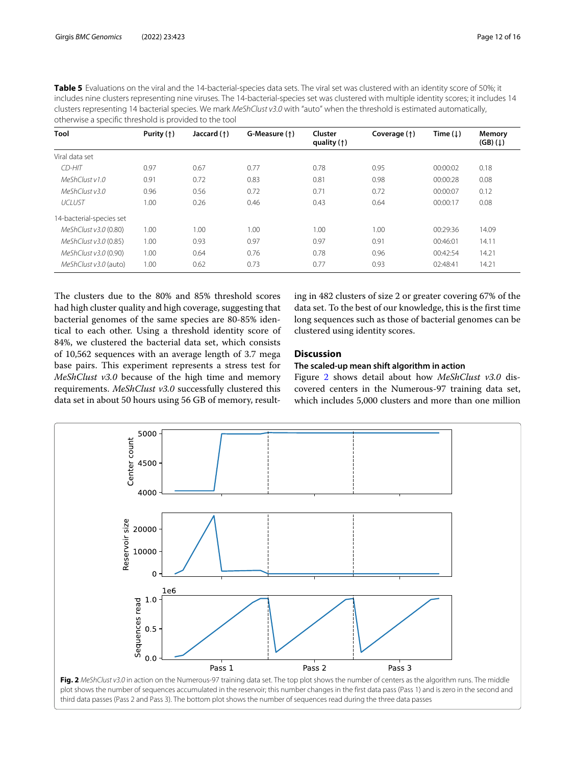**Table 5** Evaluations on the viral and the 14-bacterial-species data sets. The viral set was clustered with an identity score of 50%; it includes nine clusters representing nine viruses. The 14-bacterial-species set was clustered with multiple identity scores; it includes 14 clusters representing 14 bacterial species. We mark *MeShClust v3.0* with "auto" when the threshold is estimated automatically, otherwise a specific threshold is provided to the tool

| Tool | Purity (↑) | Jaccard (↑) | G-Measure (↑) | Cluster quality (↑) | Coverage (↑) | Time (↓) | Memory (GB) (↓) |
|---|---|---|---|---|---|---|---|
| Viral data set | | | | | | | |
| *CD-HIT* | 0.97 | 0.67 | 0.77 | 0.78 | 0.95 | 00:00:02 | 0.18 |
| *MeShClust v1.0* | 0.91 | 0.72 | 0.83 | 0.81 | 0.98 | 00:00:28 | 0.08 |
| *MeShClust v3.0* | 0.96 | 0.56 | 0.72 | 0.71 | 0.72 | 00:00:07 | 0.12 |
| *UCLUST* | 1.00 | 0.26 | 0.46 | 0.43 | 0.64 | 00:00:17 | 0.08 |
| 14-bacterial-species set | | | | | | | |
| *MeShClust v3.0* (0.80) | 1.00 | 1.00 | 1.00 | 1.00 | 1.00 | 00:29:36 | 14.09 |
| *MeShClust v3.0* (0.85) | 1.00 | 0.93 | 0.97 | 0.97 | 0.91 | 00:46:01 | 14.11 |
| *MeShClust v3.0* (0.90) | 1.00 | 0.64 | 0.76 | 0.78 | 0.96 | 00:42:54 | 14.21 |
| *MeShClust v3.0* (auto) | 1.00 | 0.62 | 0.73 | 0.77 | 0.93 | 02:48:41 | 14.21 |

The clusters due to the 80% and 85% threshold scores had high cluster quality and high coverage, suggesting that bacterial genomes of the same species are 80-85% identical to each other. Using a threshold identity score of 84%, we clustered the bacterial data set, which consists of 10,562 sequences with an average length of 3.7 mega base pairs. This experiment represents a stress test for *MeShClust v3.0* because of the high time and memory requirements. *MeShClust v3.0* successfully clustered this data set in about 50 hours using 56 GB of memory, resulting in 482 clusters of size 2 or greater covering 67% of the data set. To the best of our knowledge, this is the first time long sequences such as those of bacterial genomes can be clustered using identity scores.

## Discussion

### The scaled-up mean shift algorithm in action

Figure 2 shows detail about how *MeShClust v3.0* discovered centers in the Numerous-97 training data set, which includes 5,000 clusters and more than one million

**Fig. 2** *MeShClust v3.0* in action on the Numerous-97 training data set. The top plot shows the number of centers as the algorithm runs. The middle plot shows the number of sequences accumulated in the reservoir; this number changes in the first data pass (Pass 1) and is zero in the second and third data passes (Pass 2 and Pass 3). The bottom plot shows the number of sequences read during the three data passes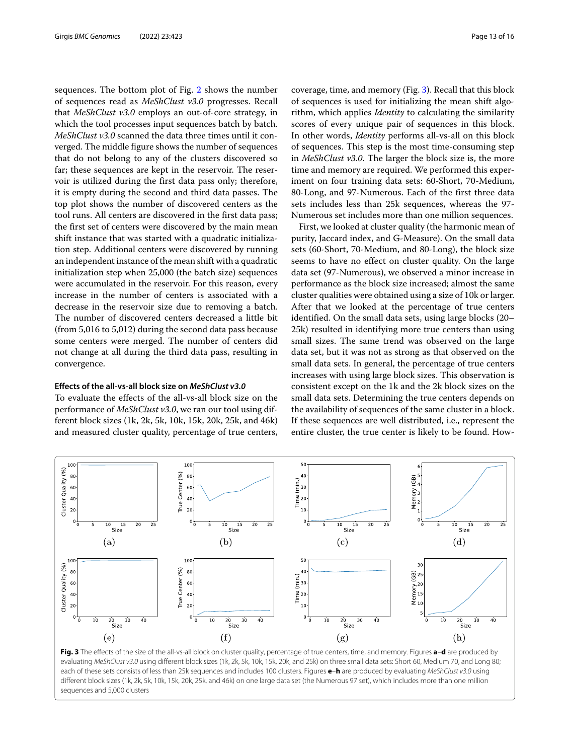sequences. The bottom plot of Fig. 2 shows the number of sequences read as *MeShClust v3.0* progresses. Recall that *MeShClust v3.0* employs an out-of-core strategy, in which the tool processes input sequences batch by batch. *MeShClust v3.0* scanned the data three times until it converged. The middle figure shows the number of sequences that do not belong to any of the clusters discovered so far; these sequences are kept in the reservoir. The reservoir is utilized during the first data pass only; therefore, it is empty during the second and third data passes. The top plot shows the number of discovered centers as the tool runs. All centers are discovered in the first data pass; the first set of centers were discovered by the main mean shift instance that was started with a quadratic initialization step. Additional centers were discovered by running an independent instance of the mean shift with a quadratic initialization step when 25,000 (the batch size) sequences were accumulated in the reservoir. For this reason, every increase in the number of centers is associated with a decrease in the reservoir size due to removing a batch. The number of discovered centers decreased a little bit (from 5,016 to 5,012) during the second data pass because some centers were merged. The number of centers did not change at all during the third data pass, resulting in convergence.

### Effects of the all-vs-all block size on *MeShClust v3.0*

To evaluate the effects of the all-vs-all block size on the performance of *MeShClust v3.0*, we ran our tool using different block sizes (1k, 2k, 5k, 10k, 15k, 20k, 25k, and 46k) and measured cluster quality, percentage of true centers, coverage, time, and memory (Fig. 3). Recall that this block of sequences is used for initializing the mean shift algorithm, which applies *Identity* to calculating the similarity scores of every unique pair of sequences in this block. In other words, *Identity* performs all-vs-all on this block of sequences. This step is the most time-consuming step in *MeShClust v3.0*. The larger the block size is, the more time and memory are required. We performed this experiment on four training data sets: 60-Short, 70-Medium, 80-Long, and 97-Numerous. Each of the first three data sets includes less than 25k sequences, whereas the 97-Numerous set includes more than one million sequences.

First, we looked at cluster quality (the harmonic mean of purity, Jaccard index, and G-Measure). On the small data sets (60-Short, 70-Medium, and 80-Long), the block size seems to have no effect on cluster quality. On the large data set (97-Numerous), we observed a minor increase in performance as the block size increased; almost the same cluster qualities were obtained using a size of 10k or larger. After that we looked at the percentage of true centers identified. On the small data sets, using large blocks (20–25k) resulted in identifying more true centers than using small sizes. The same trend was observed on the large data set, but it was not as strong as that observed on the small data sets. In general, the percentage of true centers increases with using large block sizes. This observation is consistent except on the 1k and the 2k block sizes on the small data sets. Determining the true centers depends on the availability of sequences of the same cluster in a block. If these sequences are well distributed, i.e., represent the entire cluster, the true center is likely to be found. How-

**Fig. 3** The effects of the size of the all-vs-all block on cluster quality, percentage of true centers, time, and memory. Figures **a**–**d** are produced by evaluating *MeShClust v3.0* using different block sizes (1k, 2k, 5k, 10k, 15k, 20k, and 25k) on three small data sets: Short 60, Medium 70, and Long 80; each of these sets consists of less than 25k sequences and includes 100 clusters. Figures **e**–**h** are produced by evaluating *MeShClust v3.0* using different block sizes (1k, 2k, 5k, 10k, 15k, 20k, 25k, and 46k) on one large data set (the Numerous 97 set), which includes more than one million sequences and 5,000 clusters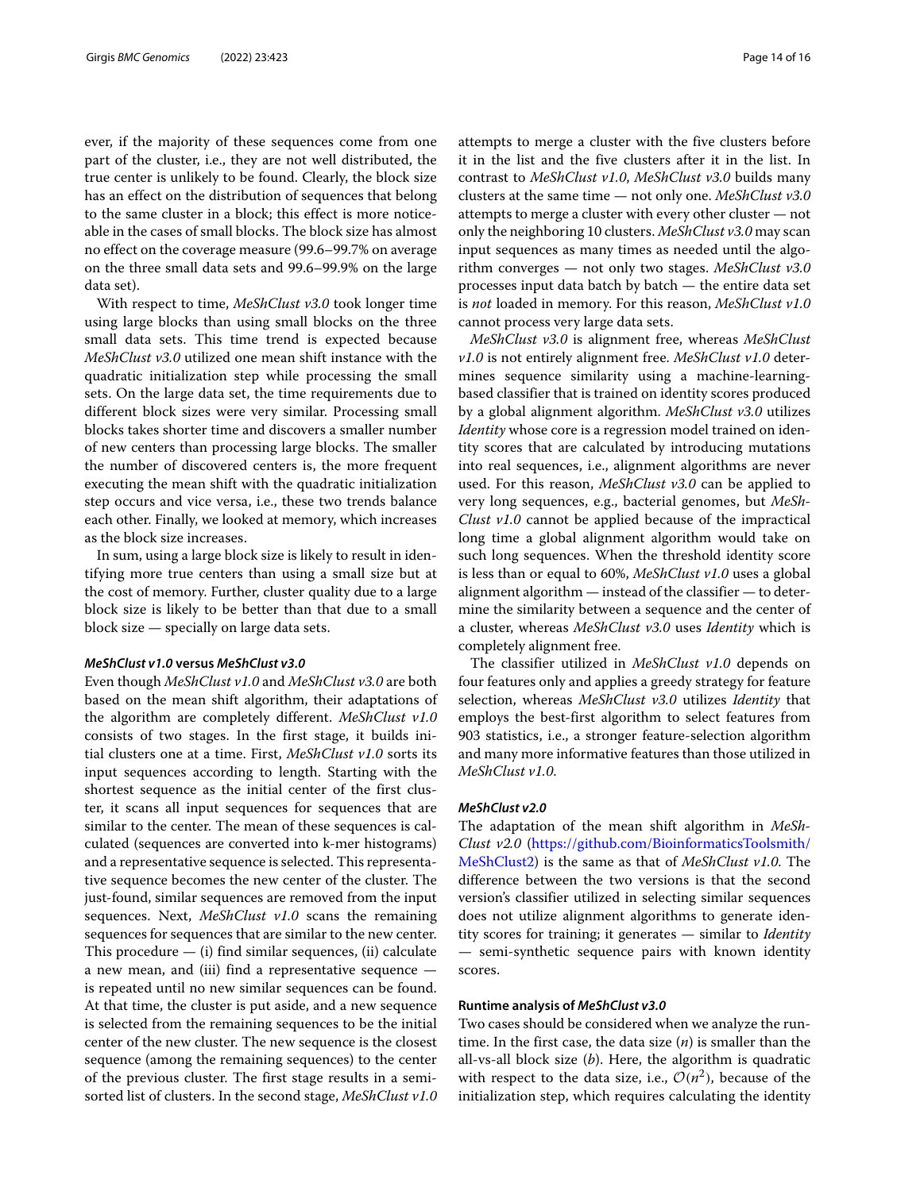ever, if the majority of these sequences come from one part of the cluster, i.e., they are not well distributed, the true center is unlikely to be found. Clearly, the block size has an effect on the distribution of sequences that belong to the same cluster in a block; this effect is more noticeable in the cases of small blocks. The block size has almost no effect on the coverage measure (99.6–99.7% on average on the three small data sets and 99.6–99.9% on the large data set).

With respect to time, *MeShClust v3.0* took longer time using large blocks than using small blocks on the three small data sets. This time trend is expected because *MeShClust v3.0* utilized one mean shift instance with the quadratic initialization step while processing the small sets. On the large data set, the time requirements due to different block sizes were very similar. Processing small blocks takes shorter time and discovers a smaller number of new centers than processing large blocks. The smaller the number of discovered centers is, the more frequent executing the mean shift with the quadratic initialization step occurs and vice versa, i.e., these two trends balance each other. Finally, we looked at memory, which increases as the block size increases.

In sum, using a large block size is likely to result in identifying more true centers than using a small size but at the cost of memory. Further, cluster quality due to a large block size is likely to be better than that due to a small block size — specially on large data sets.

### *MeShClust v1.0* versus *MeShClust v3.0*

Even though *MeShClust v1.0* and *MeShClust v3.0* are both based on the mean shift algorithm, their adaptations of the algorithm are completely different. *MeShClust v1.0* consists of two stages. In the first stage, it builds initial clusters one at a time. First, *MeShClust v1.0* sorts its input sequences according to length. Starting with the shortest sequence as the initial center of the first cluster, it scans all input sequences for sequences that are similar to the center. The mean of these sequences is calculated (sequences are converted into k-mer histograms) and a representative sequence is selected. This representative sequence becomes the new center of the cluster. The just-found, similar sequences are removed from the input sequences. Next, *MeShClust v1.0* scans the remaining sequences for sequences that are similar to the new center. This procedure — (i) find similar sequences, (ii) calculate a new mean, and (iii) find a representative sequence — is repeated until no new similar sequences can be found. At that time, the cluster is put aside, and a new sequence is selected from the remaining sequences to be the initial center of the new cluster. The new sequence is the closest sequence (among the remaining sequences) to the center of the previous cluster. The first stage results in a semi-sorted list of clusters. In the second stage, *MeShClust v1.0* attempts to merge a cluster with the five clusters before it in the list and the five clusters after it in the list. In contrast to *MeShClust v1.0*, *MeShClust v3.0* builds many clusters at the same time — not only one. *MeShClust v3.0* attempts to merge a cluster with every other cluster — not only the neighboring 10 clusters. *MeShClust v3.0* may scan input sequences as many times as needed until the algorithm converges — not only two stages. *MeShClust v3.0* processes input data batch by batch — the entire data set is *not* loaded in memory. For this reason, *MeShClust v1.0* cannot process very large data sets.

*MeShClust v3.0* is alignment free, whereas *MeShClust v1.0* is not entirely alignment free. *MeShClust v1.0* determines sequence similarity using a machine-learning-based classifier that is trained on identity scores produced by a global alignment algorithm. *MeShClust v3.0* utilizes *Identity* whose core is a regression model trained on identity scores that are calculated by introducing mutations into real sequences, i.e., alignment algorithms are never used. For this reason, *MeShClust v3.0* can be applied to very long sequences, e.g., bacterial genomes, but *MeShClust v1.0* cannot be applied because of the impractical long time a global alignment algorithm would take on such long sequences. When the threshold identity score is less than or equal to 60%, *MeShClust v1.0* uses a global alignment algorithm — instead of the classifier — to determine the similarity between a sequence and the center of a cluster, whereas *MeShClust v3.0* uses *Identity* which is completely alignment free.

The classifier utilized in *MeShClust v1.0* depends on four features only and applies a greedy strategy for feature selection, whereas *MeShClust v3.0* utilizes *Identity* that employs the best-first algorithm to select features from 903 statistics, i.e., a stronger feature-selection algorithm and many more informative features than those utilized in *MeShClust v1.0*.

### *MeShClust v2.0*

The adaptation of the mean shift algorithm in *MeShClust v2.0* (https://github.com/BioinformaticsToolsmith/MeShClust2) is the same as that of *MeShClust v1.0*. The difference between the two versions is that the second version's classifier utilized in selecting similar sequences does not utilize alignment algorithms to generate identity scores for training; it generates — similar to *Identity* — semi-synthetic sequence pairs with known identity scores.

### Runtime analysis of *MeShClust v3.0*

Two cases should be considered when we analyze the runtime. In the first case, the data size ($n$) is smaller than the all-vs-all block size ($b$). Here, the algorithm is quadratic with respect to the data size, i.e., $\mathcal{O}(n^2)$, because of the initialization step, which requires calculating the identity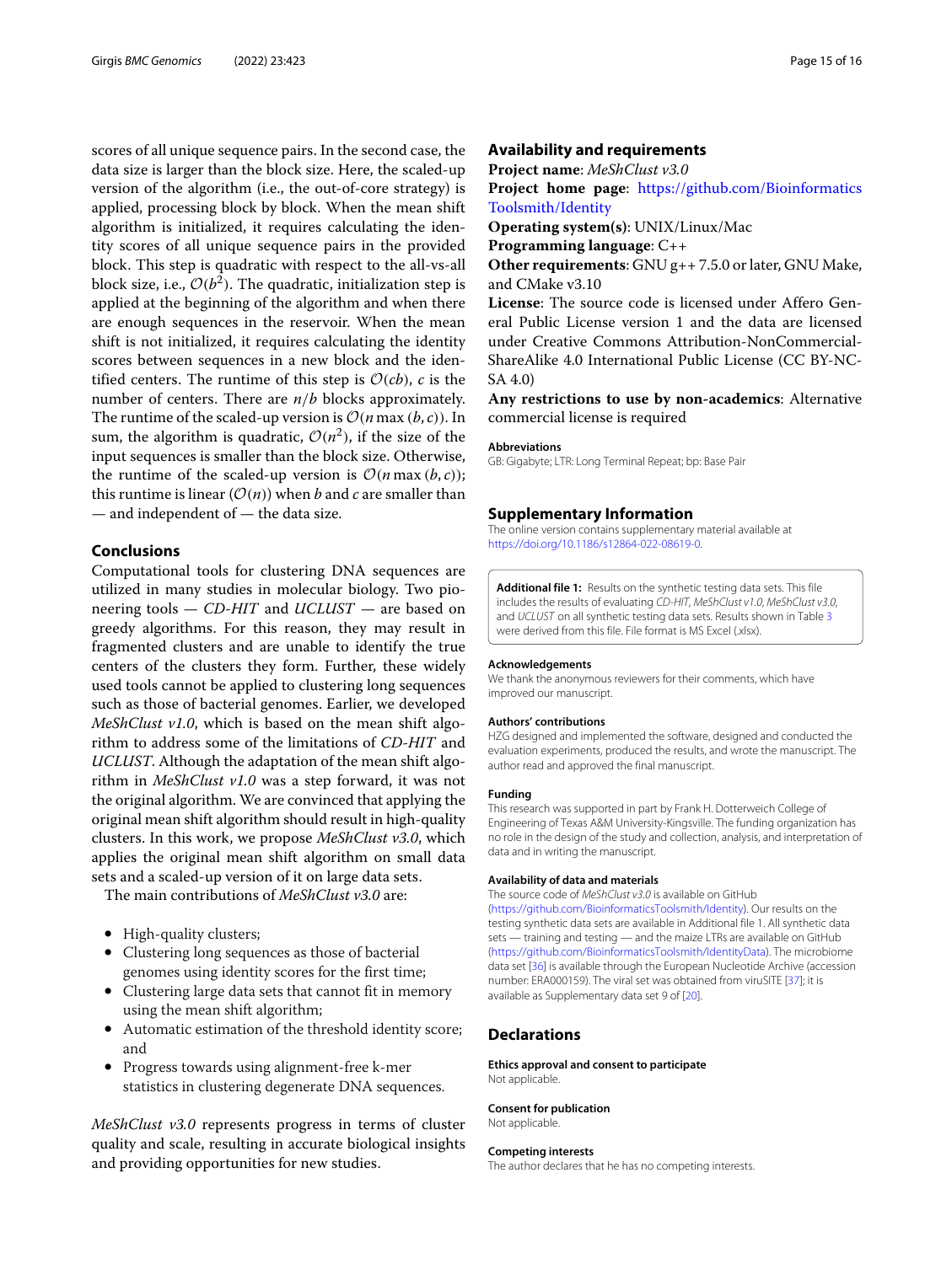scores of all unique sequence pairs. In the second case, the data size is larger than the block size. Here, the scaled-up version of the algorithm (i.e., the out-of-core strategy) is applied, processing block by block. When the mean shift algorithm is initialized, it requires calculating the identity scores of all unique sequence pairs in the provided block. This step is quadratic with respect to the all-vs-all block size, i.e., $\mathcal{O}(b^2)$. The quadratic, initialization step is applied at the beginning of the algorithm and when there are enough sequences in the reservoir. When the mean shift is not initialized, it requires calculating the identity scores between sequences in a new block and the identified centers. The runtime of this step is $\mathcal{O}(cb)$, $c$ is the number of centers. There are $n/b$ blocks approximately. The runtime of the scaled-up version is $\mathcal{O}(n \max(b, c))$. In sum, the algorithm is quadratic, $\mathcal{O}(n^2)$, if the size of the input sequences is smaller than the block size. Otherwise, the runtime of the scaled-up version is $\mathcal{O}(n \max(b, c))$; this runtime is linear ($\mathcal{O}(n)$) when $b$ and $c$ are smaller than — and independent of — the data size.

## Conclusions

Computational tools for clustering DNA sequences are utilized in many studies in molecular biology. Two pioneering tools — *CD-HIT* and *UCLUST* — are based on greedy algorithms. For this reason, they may result in fragmented clusters and are unable to identify the true centers of the clusters they form. Further, these widely used tools cannot be applied to clustering long sequences such as those of bacterial genomes. Earlier, we developed *MeShClust v1.0*, which is based on the mean shift algorithm to address some of the limitations of *CD-HIT* and *UCLUST*. Although the adaptation of the mean shift algorithm in *MeShClust v1.0* was a step forward, it was not the original algorithm. We are convinced that applying the original mean shift algorithm should result in high-quality clusters. In this work, we propose *MeShClust v3.0*, which applies the original mean shift algorithm on small data sets and a scaled-up version of it on large data sets.

The main contributions of *MeShClust v3.0* are:

- High-quality clusters;
- Clustering long sequences as those of bacterial genomes using identity scores for the first time;
- Clustering large data sets that cannot fit in memory using the mean shift algorithm;
- Automatic estimation of the threshold identity score; and
- Progress towards using alignment-free k-mer statistics in clustering degenerate DNA sequences.

*MeShClust v3.0* represents progress in terms of cluster quality and scale, resulting in accurate biological insights and providing opportunities for new studies.

## Availability and requirements

**Project name**: *MeShClust v3.0*
**Project home page**: https://github.com/BioinformaticsToolsmith/Identity
**Operating system(s)**: UNIX/Linux/Mac
**Programming language**: C++
**Other requirements**: GNU g++ 7.5.0 or later, GNU Make, and CMake v3.10
**License**: The source code is licensed under Affero General Public License version 1 and the data are licensed under Creative Commons Attribution-NonCommercial-ShareAlike 4.0 International Public License (CC BY-NC-SA 4.0)
**Any restrictions to use by non-academics**: Alternative commercial license is required

### Abbreviations

GB: Gigabyte; LTR: Long Terminal Repeat; bp: Base Pair

## Supplementary Information

The online version contains supplementary material available at https://doi.org/10.1186/s12864-022-08619-0.

**Additional file 1:** Results on the synthetic testing data sets. This file includes the results of evaluating *CD-HIT*, *MeShClust v1.0*, *MeShClust v3.0*, and *UCLUST* on all synthetic testing data sets. Results shown in Table 3 were derived from this file. File format is MS Excel (.xlsx).

### Acknowledgements

We thank the anonymous reviewers for their comments, which have improved our manuscript.

### Authors' contributions

HZG designed and implemented the software, designed and conducted the evaluation experiments, produced the results, and wrote the manuscript. The author read and approved the final manuscript.

### Funding

This research was supported in part by Frank H. Dotterweich College of Engineering of Texas A&M University-Kingsville. The funding organization has no role in the design of the study and collection, analysis, and interpretation of data and in writing the manuscript.

### Availability of data and materials

The source code of *MeShClust v3.0* is available on GitHub (https://github.com/BioinformaticsToolsmith/Identity). Our results on the testing synthetic data sets are available in Additional file 1. All synthetic data sets — training and testing — and the maize LTRs are available on GitHub (https://github.com/BioinformaticsToolsmith/IdentityData). The microbiome data set [36] is available through the European Nucleotide Archive (accession number: ERA000159). The viral set was obtained from viruSITE [37]; it is available as Supplementary data set 9 of [20].

## Declarations

### Ethics approval and consent to participate

Not applicable.

### Consent for publication

Not applicable.

### Competing interests

The author declares that he has no competing interests.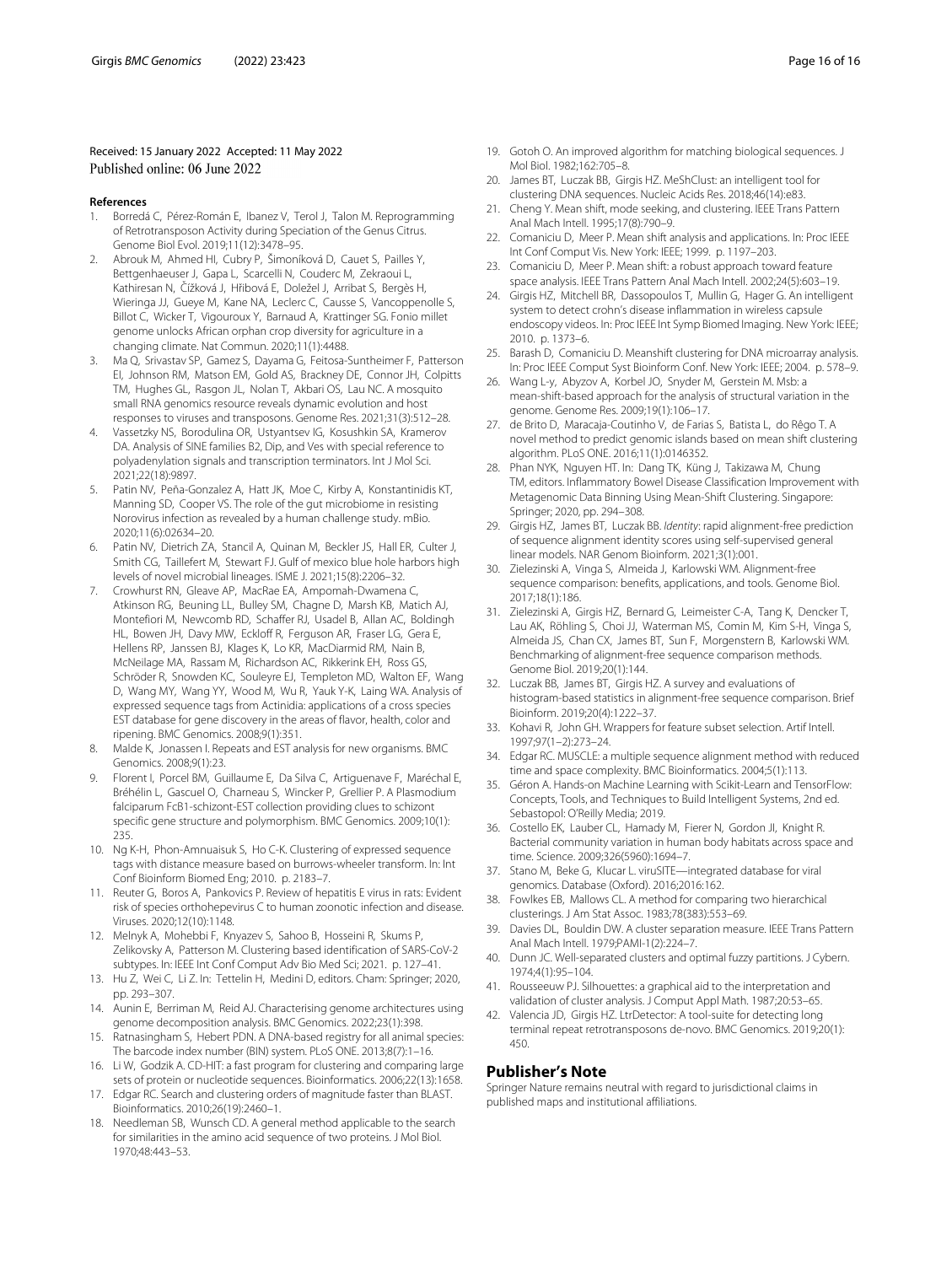Received: 15 January 2022 Accepted: 11 May 2022
Published online: 06 June 2022

## References

1. Borredá C, Pérez-Román E, Ibanez V, Terol J, Talon M. Reprogramming of Retrotransposon Activity during Speciation of the Genus Citrus. Genome Biol Evol. 2019;11(12):3478–95.
2. Abrouk M, Ahmed HI, Cubry P, Šimoníková D, Cauet S, Pailles Y, Bettgenhaeuser J, Gapa L, Scarcelli N, Couderc M, Zekraoui L, Kathiresan N, Čížková J, Hřibová E, Doležel J, Arribat S, Bergès H, Wieringa JJ, Gueye M, Kane NA, Leclerc C, Causse S, Vancoppenolle S, Billot C, Wicker T, Vigouroux Y, Barnaud A, Krattinger SG. Fonio millet genome unlocks African orphan crop diversity for agriculture in a changing climate. Nat Commun. 2020;11(1):4488.
3. Ma Q, Srivastav SP, Gamez S, Dayama G, Feitosa-Suntheimer F, Patterson EI, Johnson RM, Matson EM, Gold AS, Brackney DE, Connor JH, Colpitts TM, Hughes GL, Rasgon JL, Nolan T, Akbari OS, Lau NC. A mosquito small RNA genomics resource reveals dynamic evolution and host responses to viruses and transposons. Genome Res. 2021;31(3):512–28.
4. Vassetzky NS, Borodulina OR, Ustyantsev IG, Kosushkin SA, Kramerov DA. Analysis of SINE families B2, Dip, and Ves with special reference to polyadenylation signals and transcription terminators. Int J Mol Sci. 2021;22(18):9897.
5. Patin NV, Peña-Gonzalez A, Hatt JK, Moe C, Kirby A, Konstantinidis KT, Manning SD, Cooper VS. The role of the gut microbiome in resisting Norovirus infection as revealed by a human challenge study. mBio. 2020;11(6):02634–20.
6. Patin NV, Dietrich ZA, Stancil A, Quinan M, Beckler JS, Hall ER, Culter J, Smith CG, Taillefert M, Stewart FJ. Gulf of mexico blue hole harbors high levels of novel microbial lineages. ISME J. 2021;15(8):2206–32.
7. Crowhurst RN, Gleave AP, MacRae EA, Ampomah-Dwamena C, Atkinson RG, Beuning LL, Bulley SM, Chagne D, Marsh KB, Matich AJ, Montefiori M, Newcomb RD, Schaffer RJ, Usadel B, Allan AC, Boldingh HL, Bowen JH, Davy MW, Eckloff R, Ferguson AR, Fraser LG, Gera E, Hellens RP, Janssen BJ, Klages K, Lo KR, MacDiarmid RM, Nain B, McNeilage MA, Rassam M, Richardson AC, Rikkerink EH, Ross GS, Schröder R, Snowden KC, Souleyre EJ, Templeton MD, Walton EF, Wang D, Wang MY, Wang YY, Wood M, Wu R, Yauk Y-K, Laing WA. Analysis of expressed sequence tags from Actinidia: applications of a cross species EST database for gene discovery in the areas of flavor, health, color and ripening. BMC Genomics. 2008;9(1):351.
8. Malde K, Jonassen I. Repeats and EST analysis for new organisms. BMC Genomics. 2008;9(1):23.
9. Florent I, Porcel BM, Guillaume E, Da Silva C, Artiguenave F, Maréchal E, Bréhélin L, Gascuel O, Charneau S, Wincker P, Grellier P. A Plasmodium falciparum FcB1-schizont-EST collection providing clues to schizont specific gene structure and polymorphism. BMC Genomics. 2009;10(1): 235.
10. Ng K-H, Phon-Amnuaisuk S, Ho C-K. Clustering of expressed sequence tags with distance measure based on burrows-wheeler transform. In: Int Conf Bioinform Biomed Eng; 2010. p. 2183–7.
11. Reuter G, Boros A, Pankovics P. Review of hepatitis E virus in rats: Evident risk of species orthohepevirus C to human zoonotic infection and disease. Viruses. 2020;12(10):1148.
12. Melnyk A, Mohebbi F, Knyazev S, Sahoo B, Hosseini R, Skums P, Zelikovsky A, Patterson M. Clustering based identification of SARS-CoV-2 subtypes. In: IEEE Int Conf Comput Adv Bio Med Sci; 2021. p. 127–41.
13. Hu Z, Wei C, Li Z. In: Tettelin H, Medini D, editors. Cham: Springer; 2020, pp. 293–307.
14. Aunin E, Berriman M, Reid AJ. Characterising genome architectures using genome decomposition analysis. BMC Genomics. 2022;23(1):398.
15. Ratnasingham S, Hebert PDN. A DNA-based registry for all animal species: The barcode index number (BIN) system. PLoS ONE. 2013;8(7):1–16.
16. Li W, Godzik A. CD-HIT: a fast program for clustering and comparing large sets of protein or nucleotide sequences. Bioinformatics. 2006;22(13):1658.
17. Edgar RC. Search and clustering orders of magnitude faster than BLAST. Bioinformatics. 2010;26(19):2460–1.
18. Needleman SB, Wunsch CD. A general method applicable to the search for similarities in the amino acid sequence of two proteins. J Mol Biol. 1970;48:443–53.
19. Gotoh O. An improved algorithm for matching biological sequences. J Mol Biol. 1982;162:705–8.
20. James BT, Luczak BB, Girgis HZ. MeShClust: an intelligent tool for clustering DNA sequences. Nucleic Acids Res. 2018;46(14):e83.
21. Cheng Y. Mean shift, mode seeking, and clustering. IEEE Trans Pattern Anal Mach Intell. 1995;17(8):790–9.
22. Comaniciu D, Meer P. Mean shift analysis and applications. In: Proc IEEE Int Conf Comput Vis. New York: IEEE; 1999. p. 1197–203.
23. Comaniciu D, Meer P. Mean shift: a robust approach toward feature space analysis. IEEE Trans Pattern Anal Mach Intell. 2002;24(5):603–19.
24. Girgis HZ, Mitchell BR, Dassopoulos T, Mullin G, Hager G. An intelligent system to detect crohn's disease inflammation in wireless capsule endoscopy videos. In: Proc IEEE Int Symp Biomed Imaging. New York: IEEE; 2010. p. 1373–6.
25. Barash D, Comaniciu D. Meanshift clustering for DNA microarray analysis. In: Proc IEEE Comput Syst Bioinform Conf. New York: IEEE; 2004. p. 578–9.
26. Wang L-y, Abyzov A, Korbel JO, Snyder M, Gerstein M. Msb: a mean-shift-based approach for the analysis of structural variation in the genome. Genome Res. 2009;19(1):106–17.
27. de Brito D, Maracaja-Coutinho V, de Farias S, Batista L, do Rêgo T. A novel method to predict genomic islands based on mean shift clustering algorithm. PLoS ONE. 2016;11(1):0146352.
28. Phan NYK, Nguyen HT. In: Dang TK, Küng J, Takizawa M, Chung TM, editors. Inflammatory Bowel Disease Classification Improvement with Metagenomic Data Binning Using Mean-Shift Clustering. Singapore: Springer; 2020, pp. 294–308.
29. Girgis HZ, James BT, Luczak BB. *Identity*: rapid alignment-free prediction of sequence alignment identity scores using self-supervised general linear models. NAR Genom Bioinform. 2021;3(1):001.
30. Zielezinski A, Vinga S, Almeida J, Karlowski WM. Alignment-free sequence comparison: benefits, applications, and tools. Genome Biol. 2017;18(1):186.
31. Zielezinski A, Girgis HZ, Bernard G, Leimeister C-A, Tang K, Dencker T, Lau AK, Röhling S, Choi JJ, Waterman MS, Comin M, Kim S-H, Vinga S, Almeida JS, Chan CX, James BT, Sun F, Morgenstern B, Karlowski WM. Benchmarking of alignment-free sequence comparison methods. Genome Biol. 2019;20(1):144.
32. Luczak BB, James BT, Girgis HZ. A survey and evaluations of histogram-based statistics in alignment-free sequence comparison. Brief Bioinform. 2019;20(4):1222–37.
33. Kohavi R, John GH. Wrappers for feature subset selection. Artif Intell. 1997;97(1–2):273–24.
34. Edgar RC. MUSCLE: a multiple sequence alignment method with reduced time and space complexity. BMC Bioinformatics. 2004;5(1):113.
35. Géron A. Hands-on Machine Learning with Scikit-Learn and TensorFlow: Concepts, Tools, and Techniques to Build Intelligent Systems, 2nd ed. Sebastopol: O'Reilly Media; 2019.
36. Costello EK, Lauber CL, Hamady M, Fierer N, Gordon JI, Knight R. Bacterial community variation in human body habitats across space and time. Science. 2009;326(5960):1694–7.
37. Stano M, Beke G, Klucar L. viruSITE—integrated database for viral genomics. Database (Oxford). 2016;2016:162.
38. Fowlkes EB, Mallows CL. A method for comparing two hierarchical clusterings. J Am Stat Assoc. 1983;78(383):553–69.
39. Davies DL, Bouldin DW. A cluster separation measure. IEEE Trans Pattern Anal Mach Intell. 1979;PAMI-1(2):224–7.
40. Dunn JC. Well-separated clusters and optimal fuzzy partitions. J Cybern. 1974;4(1):95–104.
41. Rousseeuw PJ. Silhouettes: a graphical aid to the interpretation and validation of cluster analysis. J Comput Appl Math. 1987;20:53–65.
42. Valencia JD, Girgis HZ. LtrDetector: A tool-suite for detecting long terminal repeat retrotransposons de-novo. BMC Genomics. 2019;20(1): 450.

## Publisher's Note

Springer Nature remains neutral with regard to jurisdictional claims in published maps and institutional affiliations.